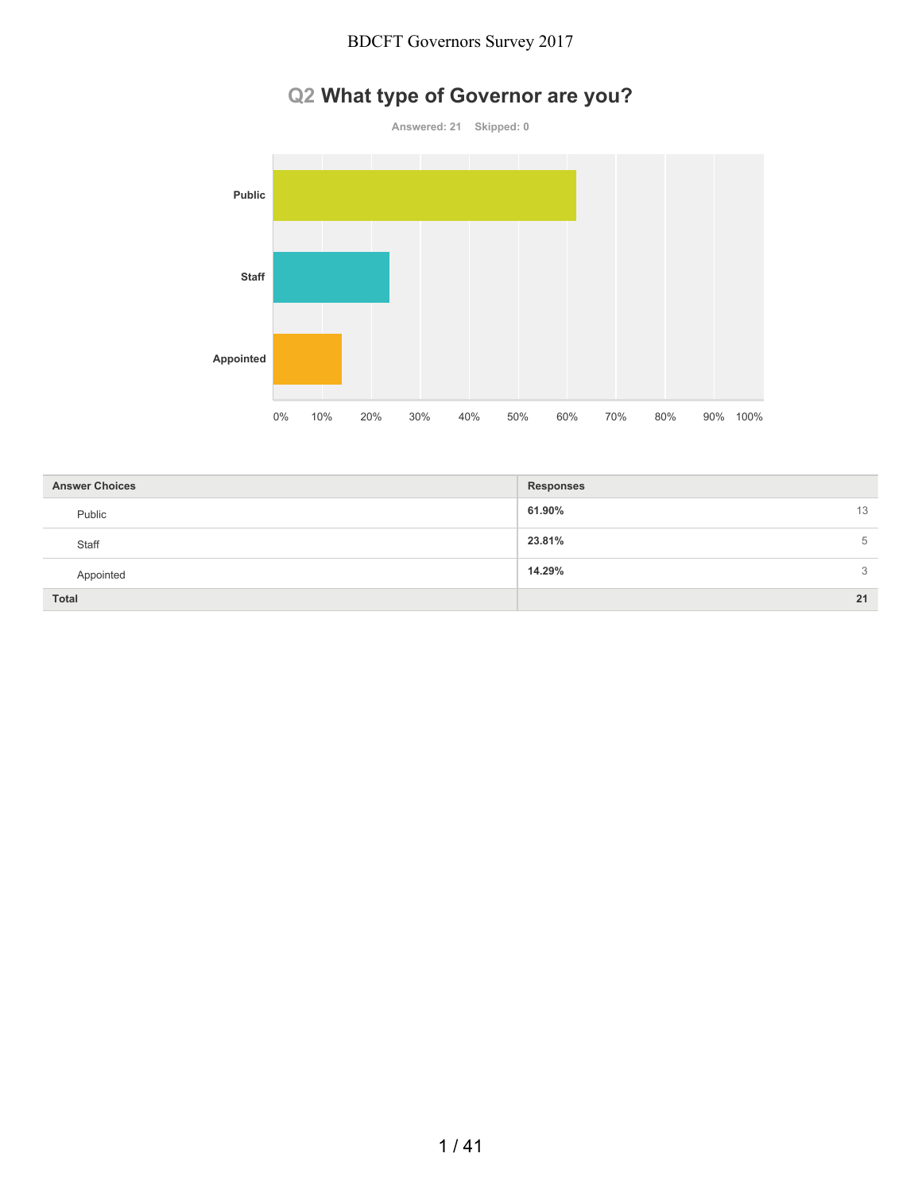## Q2 What type of Governor are you?

Answered: 21    Skipped: 0

| Answer Choices | Responses | |
|---|---|---|
| Public | 61.90% | 13 |
| Staff | 23.81% | 5 |
| Appointed | 14.29% | 3 |
| **Total** | | **21** |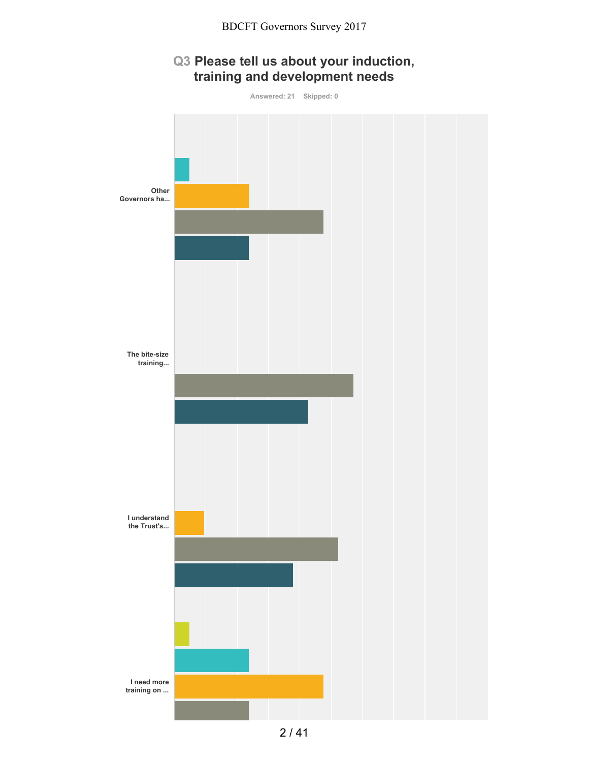## Q3 Please tell us about your induction, training and development needs

Answered: 21 Skipped: 0

Other Governors ha...

The bite-size training...

I understand the Trust's...

I need more training on ...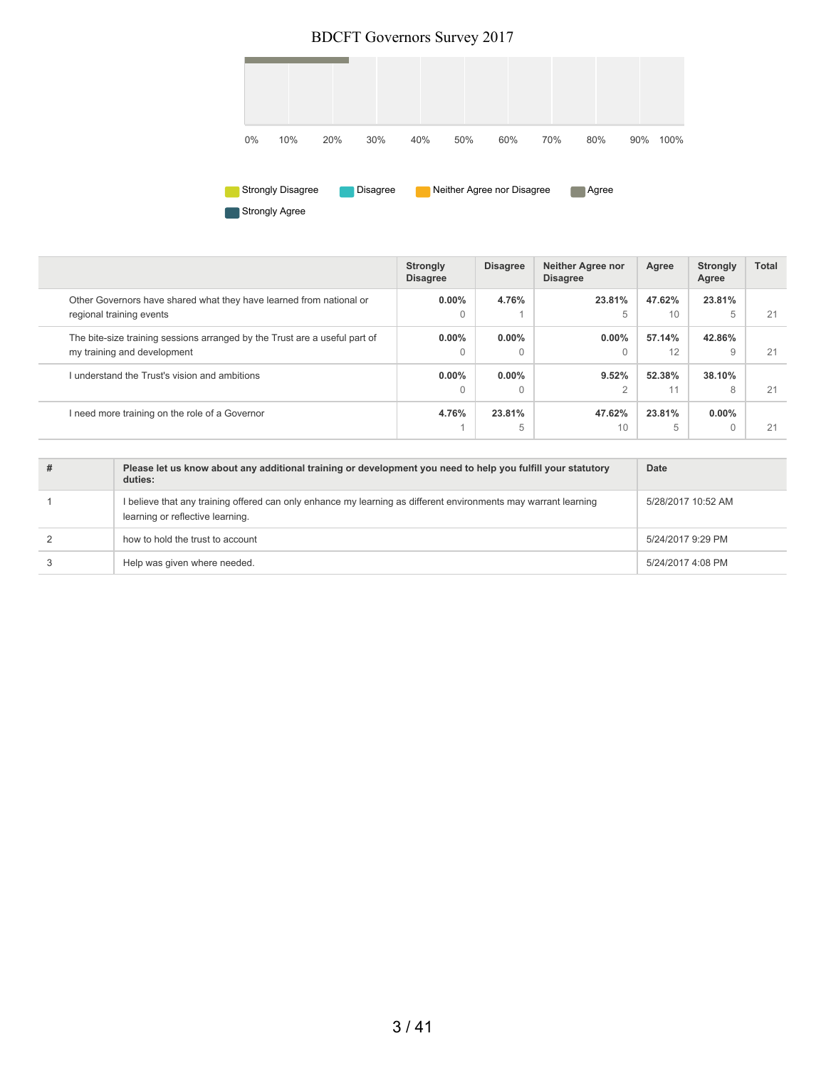0% 10% 20% 30% 40% 50% 60% 70% 80% 90% 100%

Strongly Disagree | Disagree | Neither Agree nor Disagree | Agree | Strongly Agree

| | Strongly Disagree | Disagree | Neither Agree nor Disagree | Agree | Strongly Agree | Total |
|---|---|---|---|---|---|---|
| Other Governors have shared what they have learned from national or regional training events | 0.00% 0 | 4.76% 1 | 23.81% 5 | 47.62% 10 | 23.81% 5 | 21 |
| The bite-size training sessions arranged by the Trust are a useful part of my training and development | 0.00% 0 | 0.00% 0 | 0.00% 0 | 57.14% 12 | 42.86% 9 | 21 |
| I understand the Trust's vision and ambitions | 0.00% 0 | 0.00% 0 | 9.52% 2 | 52.38% 11 | 38.10% 8 | 21 |
| I need more training on the role of a Governor | 4.76% 1 | 23.81% 5 | 47.62% 10 | 23.81% 5 | 0.00% 0 | 21 |

| # | Please let us know about any additional training or development you need to help you fulfill your statutory duties: | Date |
|---|---|---|
| 1 | I believe that any training offered can only enhance my learning as different environments may warrant learning learning or reflective learning. | 5/28/2017 10:52 AM |
| 2 | how to hold the trust to account | 5/24/2017 9:29 PM |
| 3 | Help was given where needed. | 5/24/2017 4:08 PM |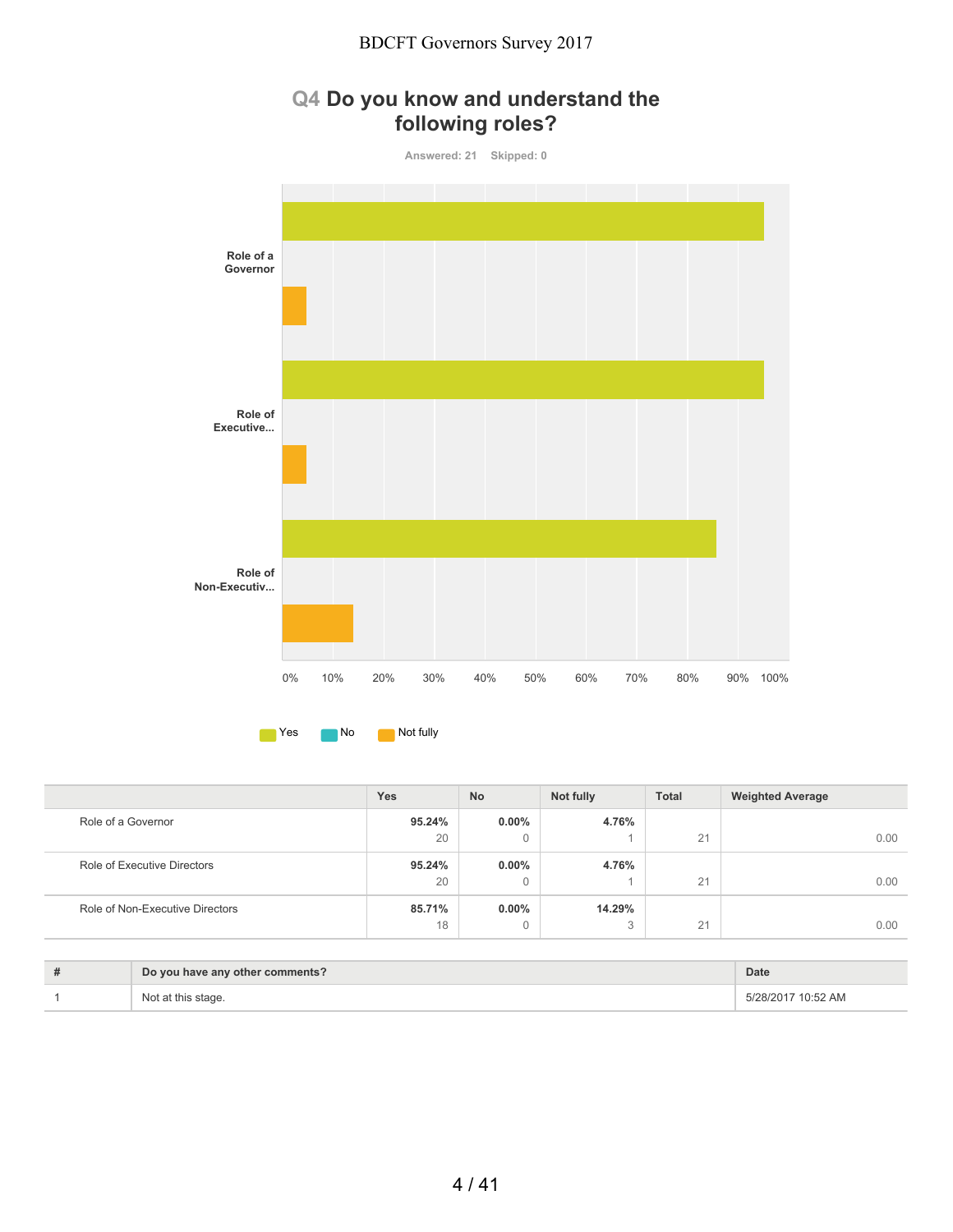## Q4 Do you know and understand the following roles?

Answered: 21 Skipped: 0

Yes No Not fully

| | Yes | No | Not fully | Total | Weighted Average |
|---|---|---|---|---|---|
| Role of a Governor | 95.24% 20 | 0.00% 0 | 4.76% 1 | 21 | 0.00 |
| Role of Executive Directors | 95.24% 20 | 0.00% 0 | 4.76% 1 | 21 | 0.00 |
| Role of Non-Executive Directors | 85.71% 18 | 0.00% 0 | 14.29% 3 | 21 | 0.00 |

| # | Do you have any other comments? | Date |
|---|---|---|
| 1 | Not at this stage. | 5/28/2017 10:52 AM |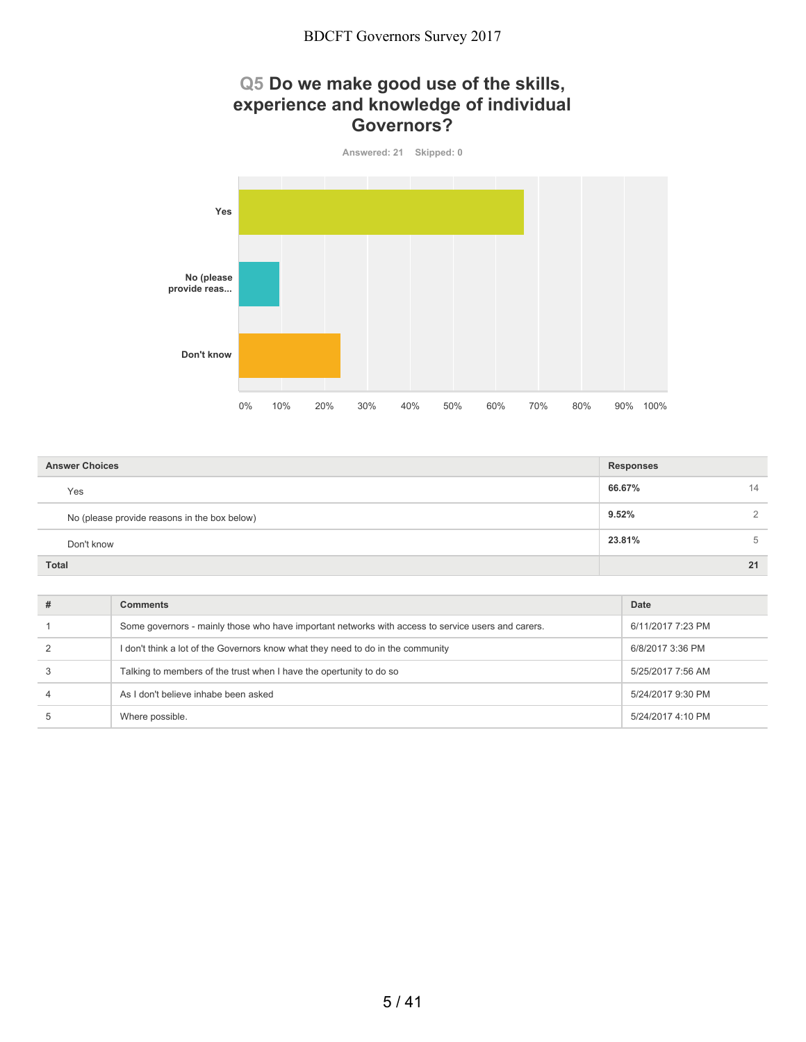## Q5 Do we make good use of the skills, experience and knowledge of individual Governors?

Answered: 21 Skipped: 0

| Answer Choices | Responses | |
|---|---|---|
| Yes | 66.67% | 14 |
| No (please provide reasons in the box below) | 9.52% | 2 |
| Don't know | 23.81% | 5 |
| **Total** | | **21** |

| # | Comments | Date |
|---|---|---|
| 1 | Some governors - mainly those who have important networks with access to service users and carers. | 6/11/2017 7:23 PM |
| 2 | I don't think a lot of the Governors know what they need to do in the community | 6/8/2017 3:36 PM |
| 3 | Talking to members of the trust when I have the opertunity to do so | 5/25/2017 7:56 AM |
| 4 | As I don't believe inhabe been asked | 5/24/2017 9:30 PM |
| 5 | Where possible. | 5/24/2017 4:10 PM |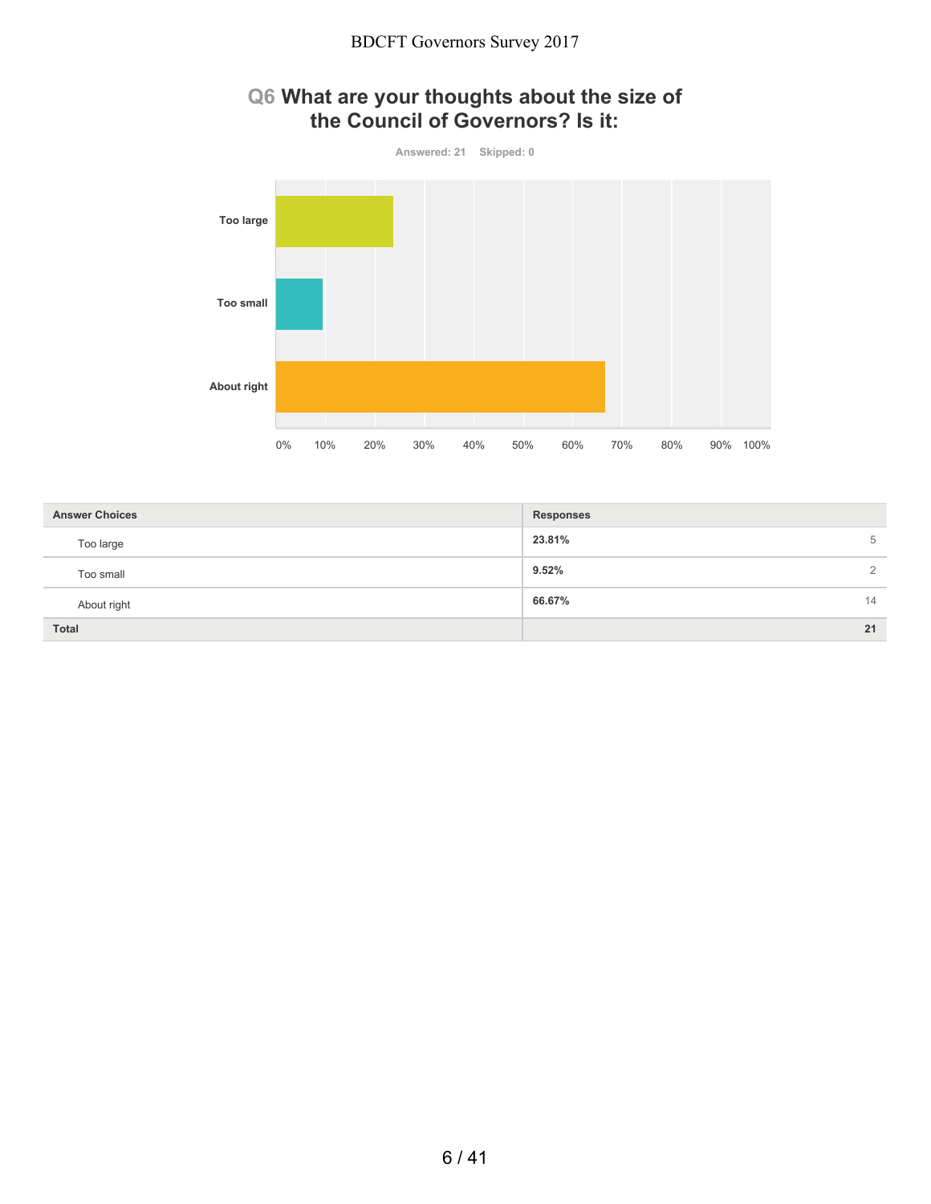## Q6 What are your thoughts about the size of the Council of Governors? Is it:

Answered: 21 Skipped: 0

| Answer Choices | Responses | |
|---|---|---|
| Too large | 23.81% | 5 |
| Too small | 9.52% | 2 |
| About right | 66.67% | 14 |
| **Total** | | **21** |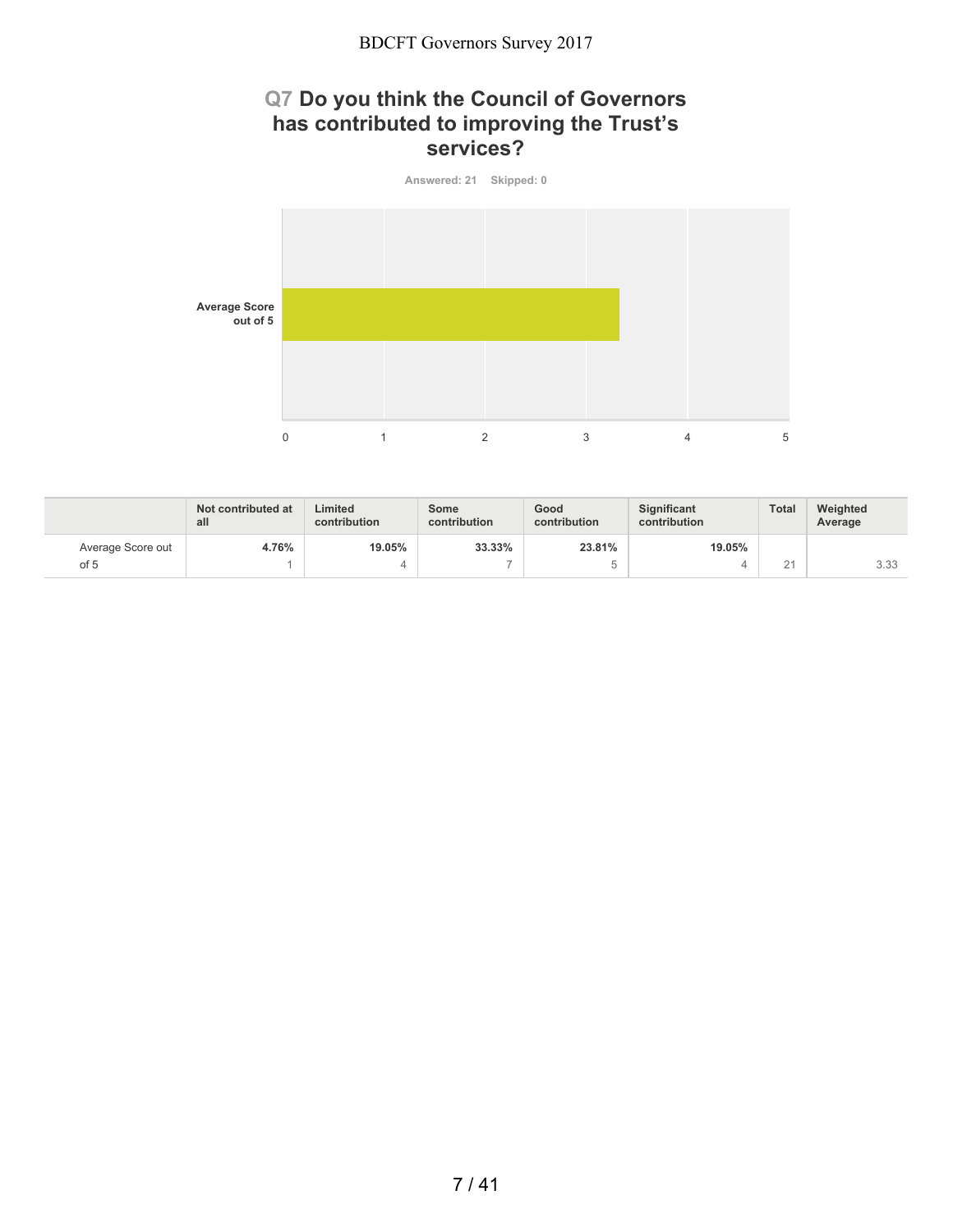## Q7 Do you think the Council of Governors has contributed to improving the Trust's services?

Answered: 21 Skipped: 0

|  | Not contributed at all | Limited contribution | Some contribution | Good contribution | Significant contribution | Total | Weighted Average |
|---|---|---|---|---|---|---|---|
| Average Score out of 5 | 4.76%<br>1 | 19.05%<br>4 | 33.33%<br>7 | 23.81%<br>5 | 19.05%<br>4 | 21 | 3.33 |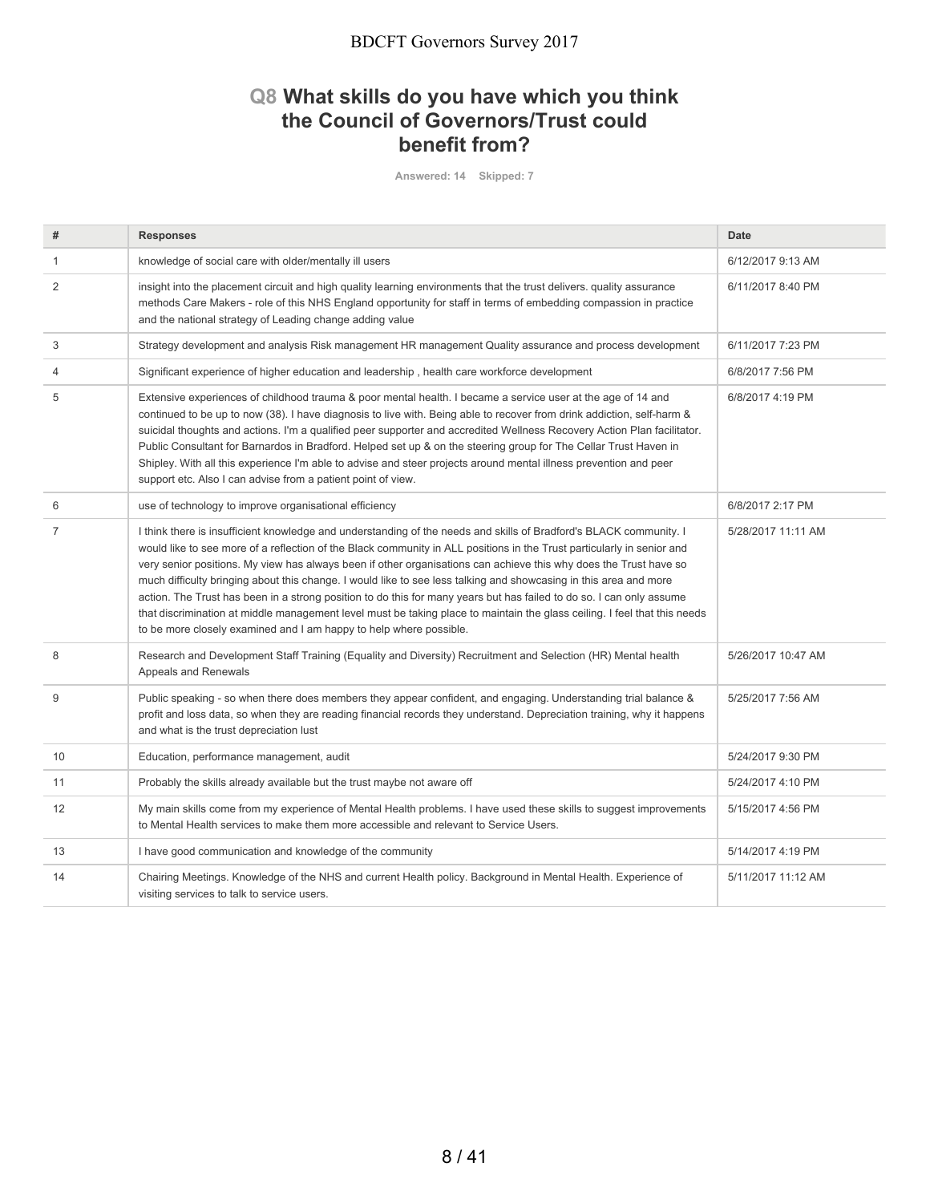## Q8 What skills do you have which you think the Council of Governors/Trust could benefit from?

Answered: 14 Skipped: 7

| # | Responses | Date |
|---|---|---|
| 1 | knowledge of social care with older/mentally ill users | 6/12/2017 9:13 AM |
| 2 | insight into the placement circuit and high quality learning environments that the trust delivers. quality assurance methods Care Makers - role of this NHS England opportunity for staff in terms of embedding compassion in practice and the national strategy of Leading change adding value | 6/11/2017 8:40 PM |
| 3 | Strategy development and analysis Risk management HR management Quality assurance and process development | 6/11/2017 7:23 PM |
| 4 | Significant experience of higher education and leadership , health care workforce development | 6/8/2017 7:56 PM |
| 5 | Extensive experiences of childhood trauma & poor mental health. I became a service user at the age of 14 and continued to be up to now (38). I have diagnosis to live with. Being able to recover from drink addiction, self-harm & suicidal thoughts and actions. I'm a qualified peer supporter and accredited Wellness Recovery Action Plan facilitator. Public Consultant for Barnardos in Bradford. Helped set up & on the steering group for The Cellar Trust Haven in Shipley. With all this experience I'm able to advise and steer projects around mental illness prevention and peer support etc. Also I can advise from a patient point of view. | 6/8/2017 4:19 PM |
| 6 | use of technology to improve organisational efficiency | 6/8/2017 2:17 PM |
| 7 | I think there is insufficient knowledge and understanding of the needs and skills of Bradford's BLACK community. I would like to see more of a reflection of the Black community in ALL positions in the Trust particularly in senior and very senior positions. My view has always been if other organisations can achieve this why does the Trust have so much difficulty bringing about this change. I would like to see less talking and showcasing in this area and more action. The Trust has been in a strong position to do this for many years but has failed to do so. I can only assume that discrimination at middle management level must be taking place to maintain the glass ceiling. I feel that this needs to be more closely examined and I am happy to help where possible. | 5/28/2017 11:11 AM |
| 8 | Research and Development Staff Training (Equality and Diversity) Recruitment and Selection (HR) Mental health Appeals and Renewals | 5/26/2017 10:47 AM |
| 9 | Public speaking - so when there does members they appear confident, and engaging. Understanding trial balance & profit and loss data, so when they are reading financial records they understand. Depreciation training, why it happens and what is the trust depreciation lust | 5/25/2017 7:56 AM |
| 10 | Education, performance management, audit | 5/24/2017 9:30 PM |
| 11 | Probably the skills already available but the trust maybe not aware off | 5/24/2017 4:10 PM |
| 12 | My main skills come from my experience of Mental Health problems. I have used these skills to suggest improvements to Mental Health services to make them more accessible and relevant to Service Users. | 5/15/2017 4:56 PM |
| 13 | I have good communication and knowledge of the community | 5/14/2017 4:19 PM |
| 14 | Chairing Meetings. Knowledge of the NHS and current Health policy. Background in Mental Health. Experience of visiting services to talk to service users. | 5/11/2017 11:12 AM |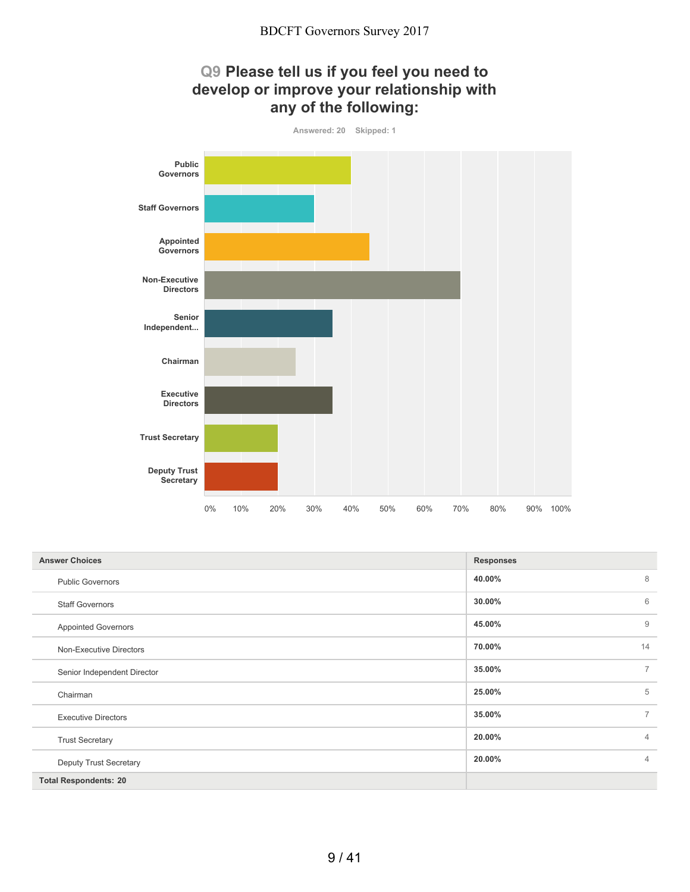## Q9 Please tell us if you feel you need to develop or improve your relationship with any of the following:

Answered: 20 Skipped: 1

| Answer Choices | Responses | |
|---|---|---|
| Public Governors | 40.00% | 8 |
| Staff Governors | 30.00% | 6 |
| Appointed Governors | 45.00% | 9 |
| Non-Executive Directors | 70.00% | 14 |
| Senior Independent Director | 35.00% | 7 |
| Chairman | 25.00% | 5 |
| Executive Directors | 35.00% | 7 |
| Trust Secretary | 20.00% | 4 |
| Deputy Trust Secretary | 20.00% | 4 |
| **Total Respondents: 20** | | |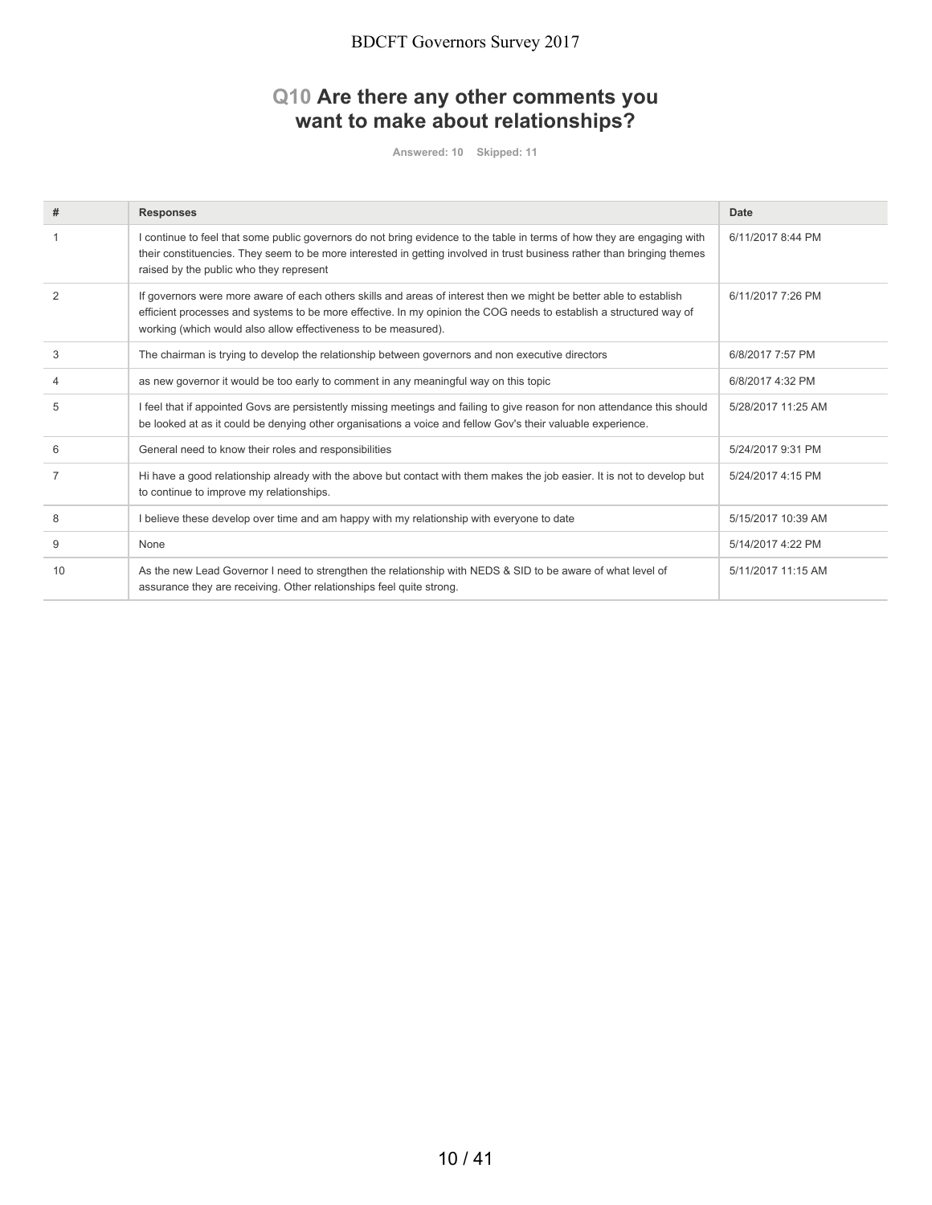## Q10 Are there any other comments you want to make about relationships?

Answered: 10 Skipped: 11

| # | Responses | Date |
|---|---|---|
| 1 | I continue to feel that some public governors do not bring evidence to the table in terms of how they are engaging with their constituencies. They seem to be more interested in getting involved in trust business rather than bringing themes raised by the public who they represent | 6/11/2017 8:44 PM |
| 2 | If governors were more aware of each others skills and areas of interest then we might be better able to establish efficient processes and systems to be more effective. In my opinion the COG needs to establish a structured way of working (which would also allow effectiveness to be measured). | 6/11/2017 7:26 PM |
| 3 | The chairman is trying to develop the relationship between governors and non executive directors | 6/8/2017 7:57 PM |
| 4 | as new governor it would be too early to comment in any meaningful way on this topic | 6/8/2017 4:32 PM |
| 5 | I feel that if appointed Govs are persistently missing meetings and failing to give reason for non attendance this should be looked at as it could be denying other organisations a voice and fellow Gov's their valuable experience. | 5/28/2017 11:25 AM |
| 6 | General need to know their roles and responsibilities | 5/24/2017 9:31 PM |
| 7 | Hi have a good relationship already with the above but contact with them makes the job easier. It is not to develop but to continue to improve my relationships. | 5/24/2017 4:15 PM |
| 8 | I believe these develop over time and am happy with my relationship with everyone to date | 5/15/2017 10:39 AM |
| 9 | None | 5/14/2017 4:22 PM |
| 10 | As the new Lead Governor I need to strengthen the relationship with NEDS & SID to be aware of what level of assurance they are receiving. Other relationships feel quite strong. | 5/11/2017 11:15 AM |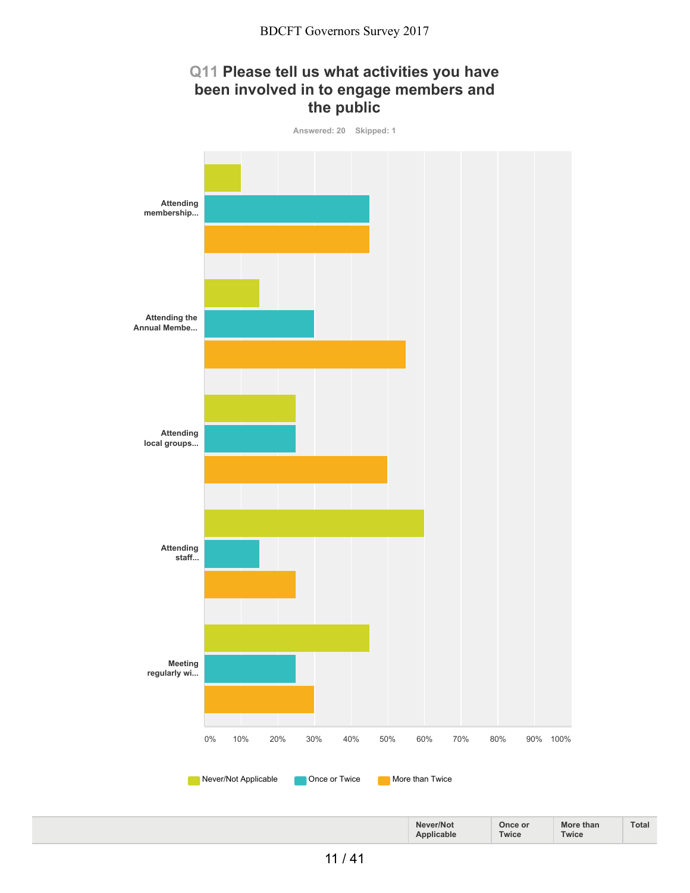## Q11 Please tell us what activities you have been involved in to engage members and the public

Answered: 20 Skipped: 1

Attending membership...

Attending the Annual Membe...

Attending local groups...

Attending staff...

Meeting regularly wi...

0% 10% 20% 30% 40% 50% 60% 70% 80% 90% 100%

Never/Not Applicable   Once or Twice   More than Twice

| | Never/Not Applicable | Once or Twice | More than Twice | Total |
|---|---|---|---|---|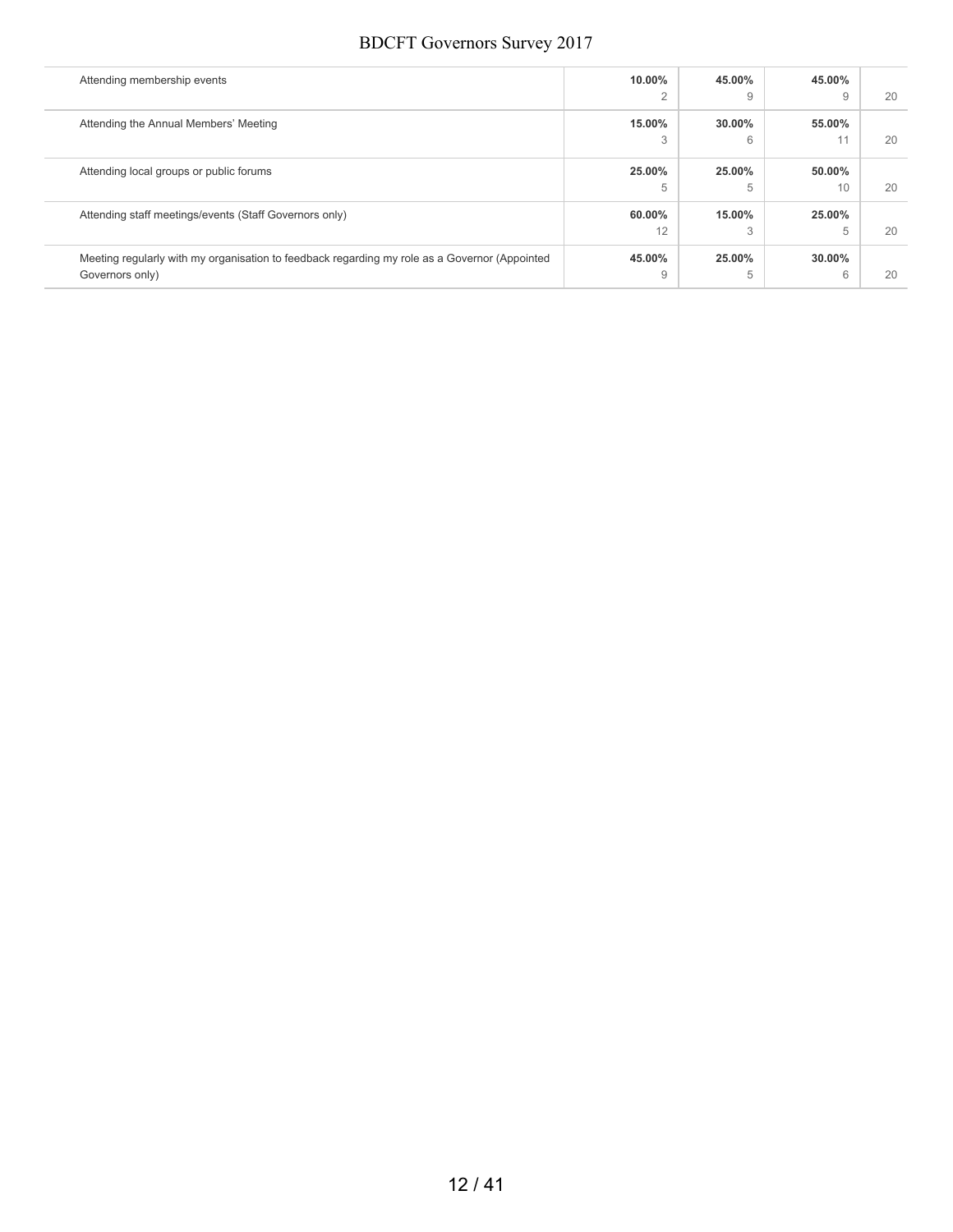| | | | | |
|---|---|---|---|---|
| Attending membership events | **10.00%**<br>2 | **45.00%**<br>9 | **45.00%**<br>9 | 20 |
| Attending the Annual Members' Meeting | **15.00%**<br>3 | **30.00%**<br>6 | **55.00%**<br>11 | 20 |
| Attending local groups or public forums | **25.00%**<br>5 | **25.00%**<br>5 | **50.00%**<br>10 | 20 |
| Attending staff meetings/events (Staff Governors only) | **60.00%**<br>12 | **15.00%**<br>3 | **25.00%**<br>5 | 20 |
| Meeting regularly with my organisation to feedback regarding my role as a Governor (Appointed Governors only) | **45.00%**<br>9 | **25.00%**<br>5 | **30.00%**<br>6 | 20 |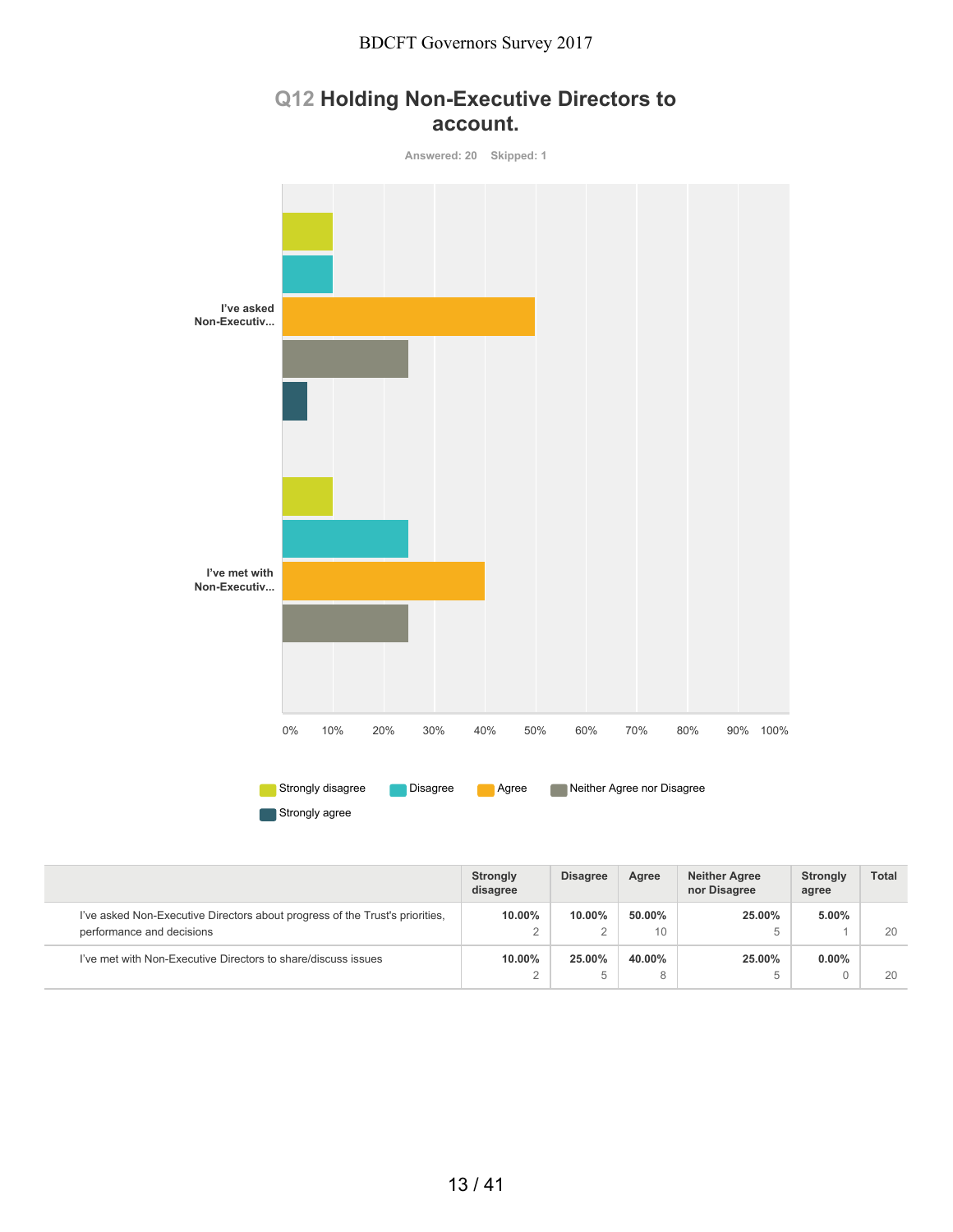## Q12 Holding Non-Executive Directors to account.

Answered: 20 Skipped: 1

| | Strongly disagree | Disagree | Agree | Neither Agree nor Disagree | Strongly agree | Total |
|---|---|---|---|---|---|---|
| I've asked Non-Executive Directors about progress of the Trust's priorities, performance and decisions | 10.00% 2 | 10.00% 2 | 50.00% 10 | 25.00% 5 | 5.00% 1 | 20 |
| I've met with Non-Executive Directors to share/discuss issues | 10.00% 2 | 25.00% 5 | 40.00% 8 | 25.00% 5 | 0.00% 0 | 20 |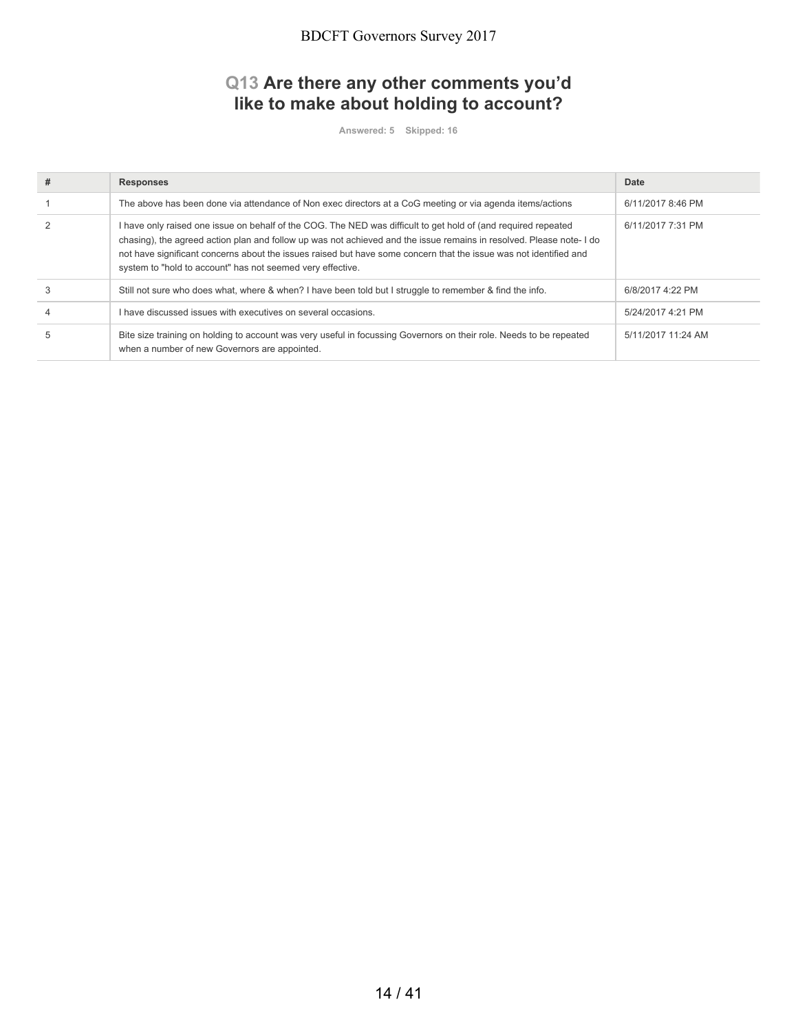## Q13 Are there any other comments you'd like to make about holding to account?

Answered: 5 Skipped: 16

| # | Responses | Date |
|---|---|---|
| 1 | The above has been done via attendance of Non exec directors at a CoG meeting or via agenda items/actions | 6/11/2017 8:46 PM |
| 2 | I have only raised one issue on behalf of the COG. The NED was difficult to get hold of (and required repeated chasing), the agreed action plan and follow up was not achieved and the issue remains in resolved. Please note- I do not have significant concerns about the issues raised but have some concern that the issue was not identified and system to "hold to account" has not seemed very effective. | 6/11/2017 7:31 PM |
| 3 | Still not sure who does what, where & when? I have been told but I struggle to remember & find the info. | 6/8/2017 4:22 PM |
| 4 | I have discussed issues with executives on several occasions. | 5/24/2017 4:21 PM |
| 5 | Bite size training on holding to account was very useful in focussing Governors on their role. Needs to be repeated when a number of new Governors are appointed. | 5/11/2017 11:24 AM |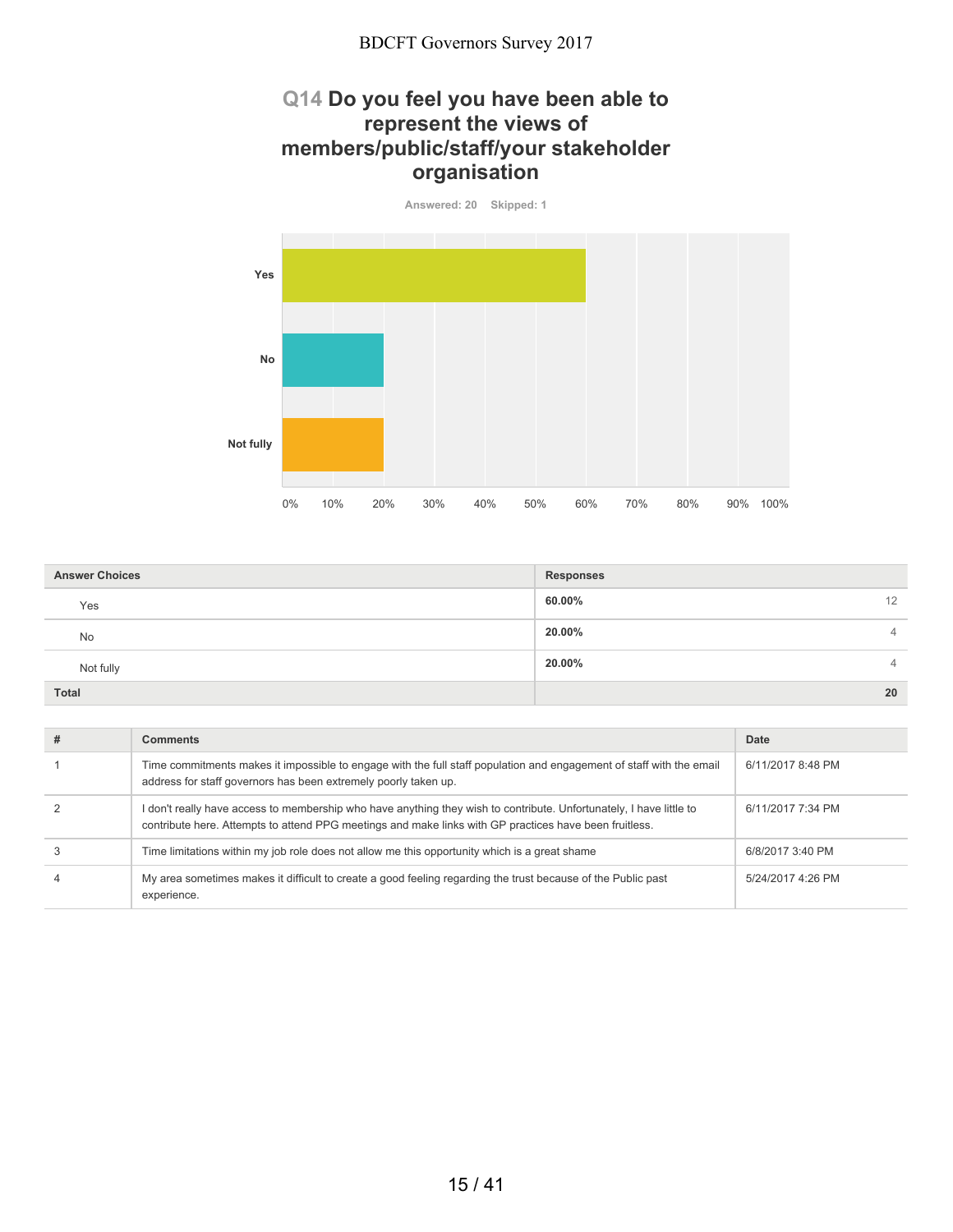## Q14 Do you feel you have been able to represent the views of members/public/staff/your stakeholder organisation

Answered: 20 Skipped: 1

| Answer Choices | Responses | |
|---|---|---|
| Yes | 60.00% | 12 |
| No | 20.00% | 4 |
| Not fully | 20.00% | 4 |
| Total | | 20 |

| # | Comments | Date |
|---|---|---|
| 1 | Time commitments makes it impossible to engage with the full staff population and engagement of staff with the email address for staff governors has been extremely poorly taken up. | 6/11/2017 8:48 PM |
| 2 | I don't really have access to membership who have anything they wish to contribute. Unfortunately, I have little to contribute here. Attempts to attend PPG meetings and make links with GP practices have been fruitless. | 6/11/2017 7:34 PM |
| 3 | Time limitations within my job role does not allow me this opportunity which is a great shame | 6/8/2017 3:40 PM |
| 4 | My area sometimes makes it difficult to create a good feeling regarding the trust because of the Public past experience. | 5/24/2017 4:26 PM |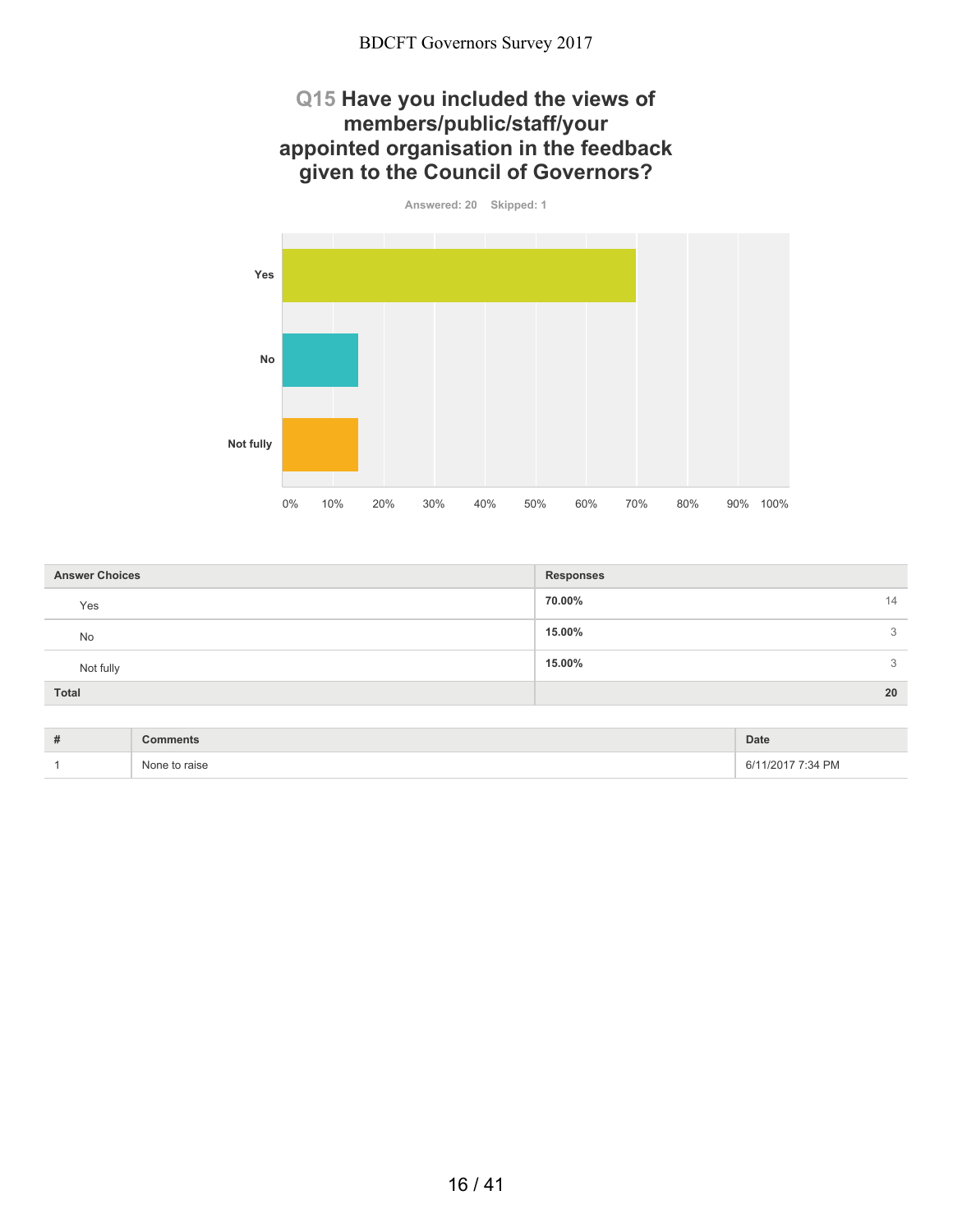## Q15 Have you included the views of members/public/staff/your appointed organisation in the feedback given to the Council of Governors?

Answered: 20 Skipped: 1

| Answer Choices | Responses | |
|---|---|---|
| Yes | 70.00% | 14 |
| No | 15.00% | 3 |
| Not fully | 15.00% | 3 |
| **Total** | | **20** |

| # | Comments | Date |
|---|---|---|
| 1 | None to raise | 6/11/2017 7:34 PM |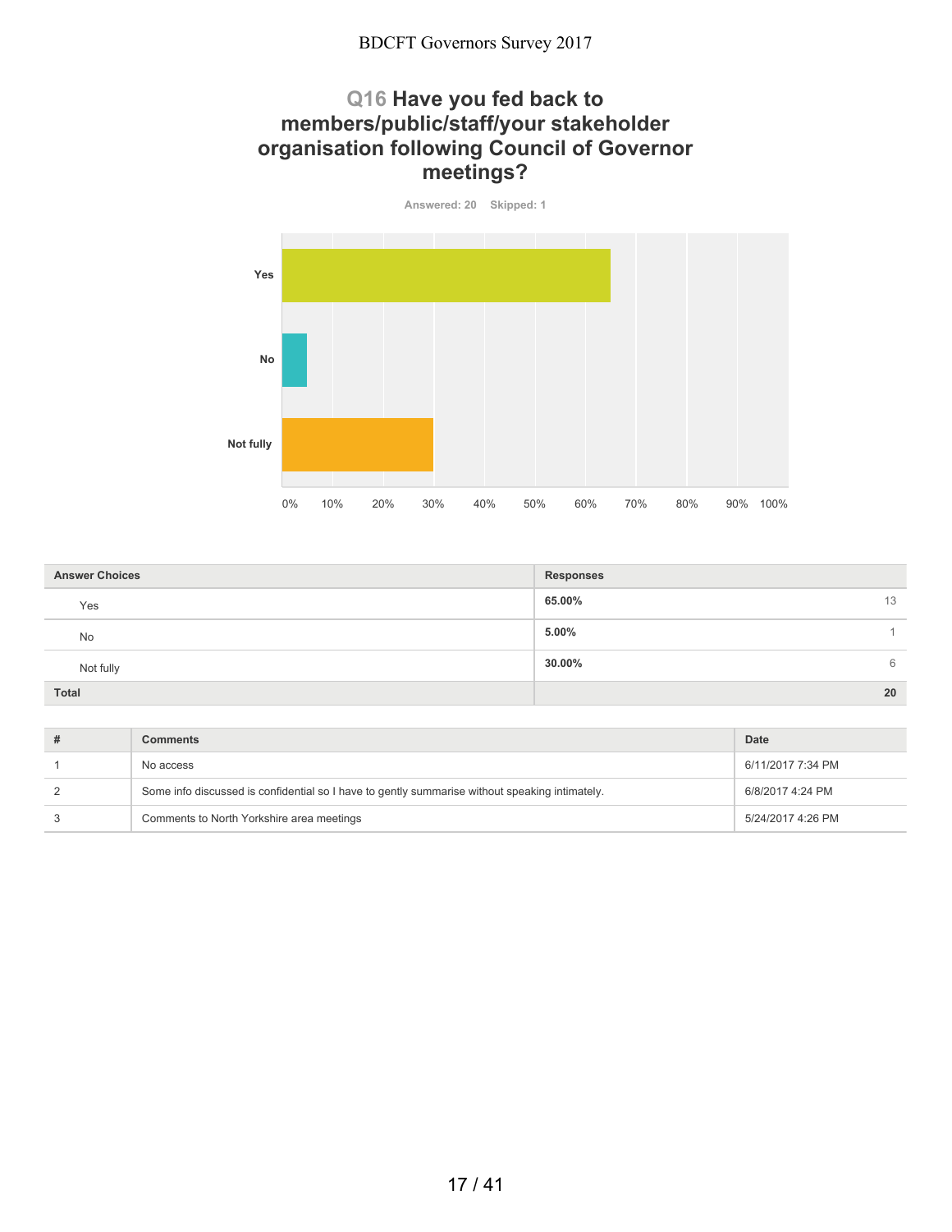## Q16 Have you fed back to members/public/staff/your stakeholder organisation following Council of Governor meetings?

Answered: 20 Skipped: 1

| Answer Choices | Responses | |
|---|---|---|
| Yes | 65.00% | 13 |
| No | 5.00% | 1 |
| Not fully | 30.00% | 6 |
| Total | | 20 |

| # | Comments | Date |
|---|---|---|
| 1 | No access | 6/11/2017 7:34 PM |
| 2 | Some info discussed is confidential so I have to gently summarise without speaking intimately. | 6/8/2017 4:24 PM |
| 3 | Comments to North Yorkshire area meetings | 5/24/2017 4:26 PM |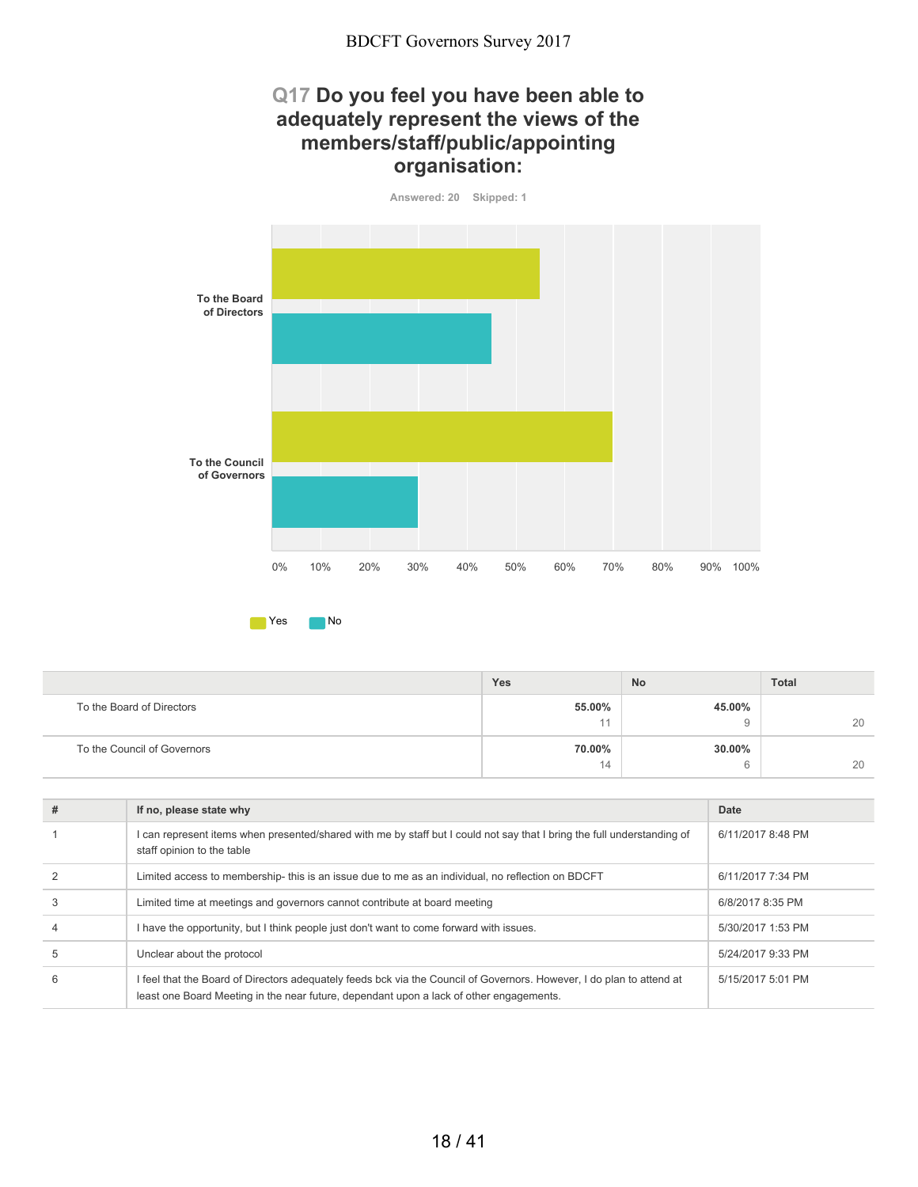## Q17 Do you feel you have been able to adequately represent the views of the members/staff/public/appointing organisation:

Answered: 20 Skipped: 1

|  | Yes | No | Total |
|---|---|---|---|
| To the Board of Directors | 55.00%<br>11 | 45.00%<br>9 | 20 |
| To the Council of Governors | 70.00%<br>14 | 30.00%<br>6 | 20 |

| # | If no, please state why | Date |
|---|---|---|
| 1 | I can represent items when presented/shared with me by staff but I could not say that I bring the full understanding of staff opinion to the table | 6/11/2017 8:48 PM |
| 2 | Limited access to membership- this is an issue due to me as an individual, no reflection on BDCFT | 6/11/2017 7:34 PM |
| 3 | Limited time at meetings and governors cannot contribute at board meeting | 6/8/2017 8:35 PM |
| 4 | I have the opportunity, but I think people just don't want to come forward with issues. | 5/30/2017 1:53 PM |
| 5 | Unclear about the protocol | 5/24/2017 9:33 PM |
| 6 | I feel that the Board of Directors adequately feeds bck via the Council of Governors. However, I do plan to attend at least one Board Meeting in the near future, dependant upon a lack of other engagements. | 5/15/2017 5:01 PM |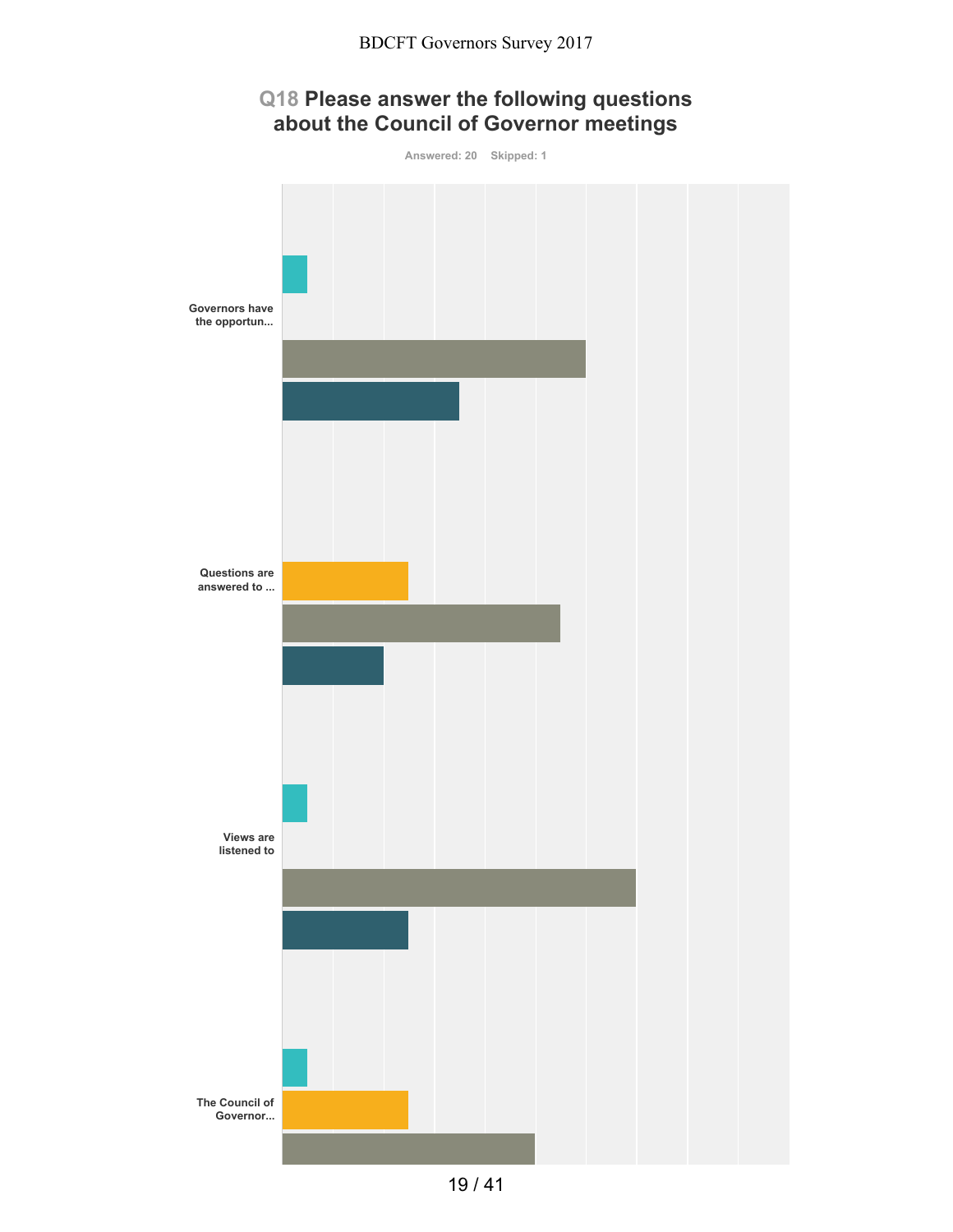## Q18 Please answer the following questions about the Council of Governor meetings

Answered: 20 Skipped: 1

Governors have the opportun...

Questions are answered to ...

Views are listened to

The Council of Governor...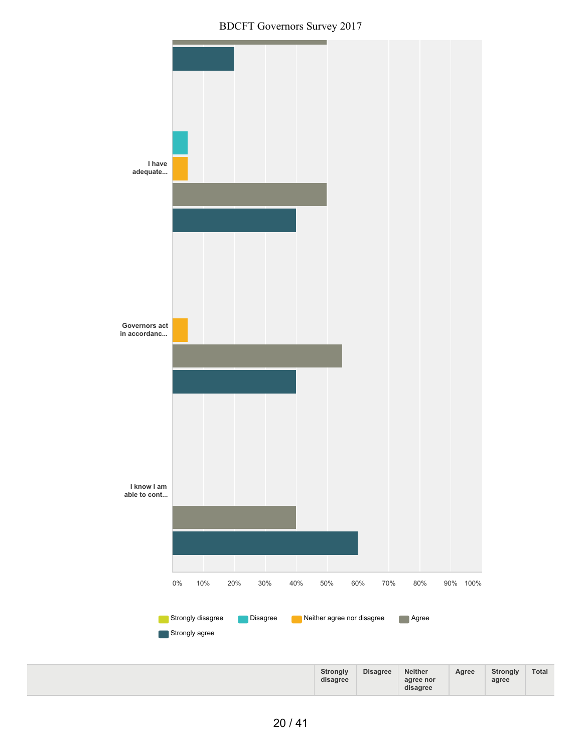I have adequate...

Governors act in accordanc...

I know I am able to cont...

0% 10% 20% 30% 40% 50% 60% 70% 80% 90% 100%

Strongly disagree · Disagree · Neither agree nor disagree · Agree · Strongly agree

| | Strongly disagree | Disagree | Neither agree nor disagree | Agree | Strongly agree | Total |
|---|---|---|---|---|---|---|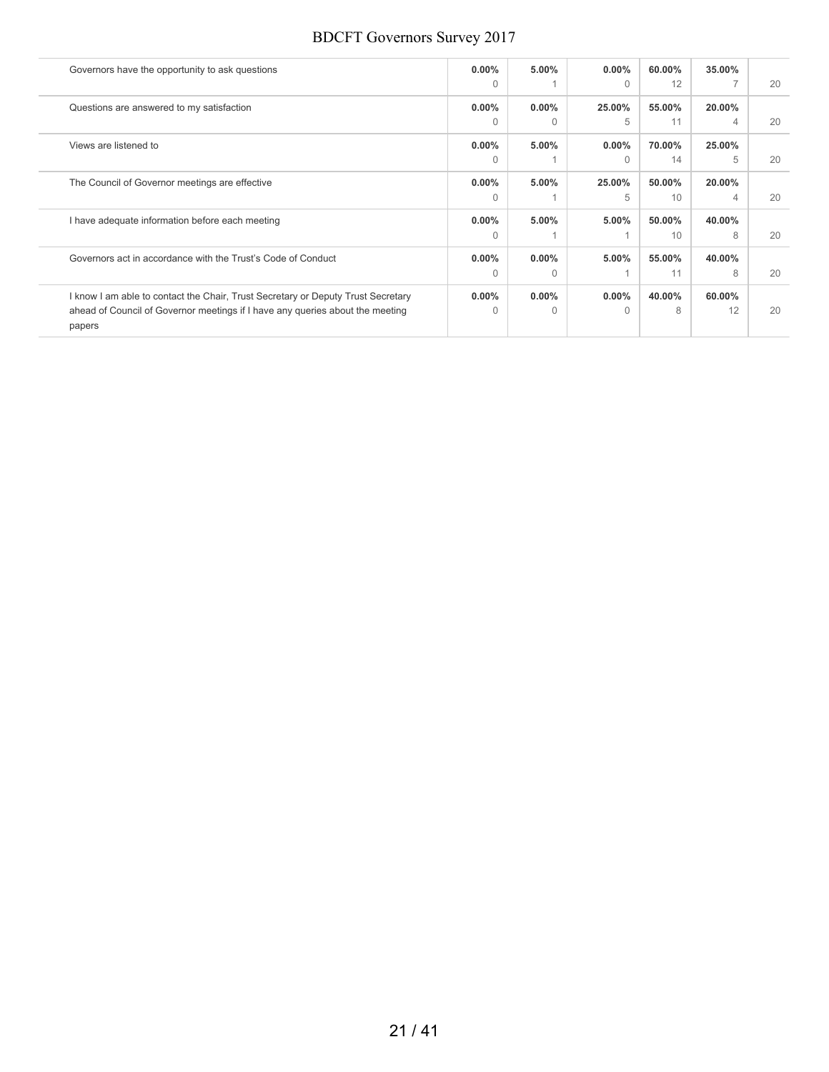| | | | | | | |
|---|---|---|---|---|---|---|
| Governors have the opportunity to ask questions | **0.00%**<br>0 | **5.00%**<br>1 | **0.00%**<br>0 | **60.00%**<br>12 | **35.00%**<br>7 | 20 |
| Questions are answered to my satisfaction | **0.00%**<br>0 | **0.00%**<br>0 | **25.00%**<br>5 | **55.00%**<br>11 | **20.00%**<br>4 | 20 |
| Views are listened to | **0.00%**<br>0 | **5.00%**<br>1 | **0.00%**<br>0 | **70.00%**<br>14 | **25.00%**<br>5 | 20 |
| The Council of Governor meetings are effective | **0.00%**<br>0 | **5.00%**<br>1 | **25.00%**<br>5 | **50.00%**<br>10 | **20.00%**<br>4 | 20 |
| I have adequate information before each meeting | **0.00%**<br>0 | **5.00%**<br>1 | **5.00%**<br>1 | **50.00%**<br>10 | **40.00%**<br>8 | 20 |
| Governors act in accordance with the Trust's Code of Conduct | **0.00%**<br>0 | **0.00%**<br>0 | **5.00%**<br>1 | **55.00%**<br>11 | **40.00%**<br>8 | 20 |
| I know I am able to contact the Chair, Trust Secretary or Deputy Trust Secretary ahead of Council of Governor meetings if I have any queries about the meeting papers | **0.00%**<br>0 | **0.00%**<br>0 | **0.00%**<br>0 | **40.00%**<br>8 | **60.00%**<br>12 | 20 |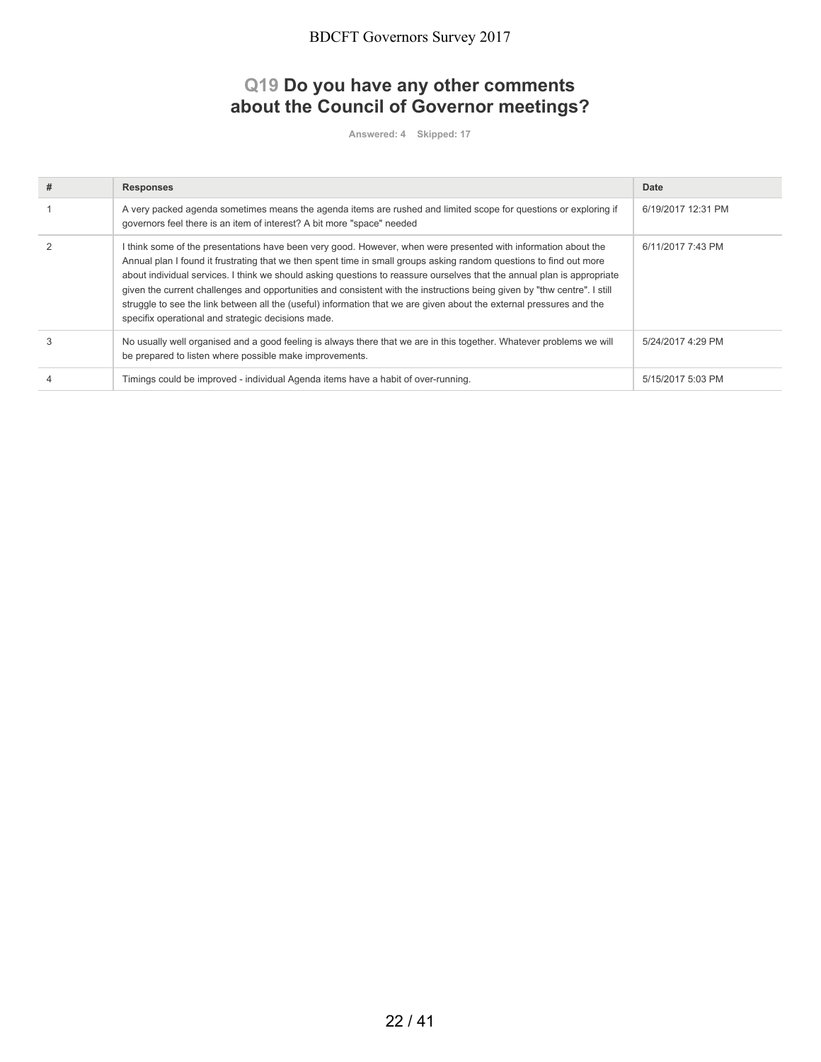## Q19 Do you have any other comments about the Council of Governor meetings?

Answered: 4 Skipped: 17

| # | Responses | Date |
|---|---|---|
| 1 | A very packed agenda sometimes means the agenda items are rushed and limited scope for questions or exploring if governors feel there is an item of interest? A bit more "space" needed | 6/19/2017 12:31 PM |
| 2 | I think some of the presentations have been very good. However, when were presented with information about the Annual plan I found it frustrating that we then spent time in small groups asking random questions to find out more about individual services. I think we should asking questions to reassure ourselves that the annual plan is appropriate given the current challenges and opportunities and consistent with the instructions being given by "thw centre". I still struggle to see the link between all the (useful) information that we are given about the external pressures and the specifix operational and strategic decisions made. | 6/11/2017 7:43 PM |
| 3 | No usually well organised and a good feeling is always there that we are in this together. Whatever problems we will be prepared to listen where possible make improvements. | 5/24/2017 4:29 PM |
| 4 | Timings could be improved - individual Agenda items have a habit of over-running. | 5/15/2017 5:03 PM |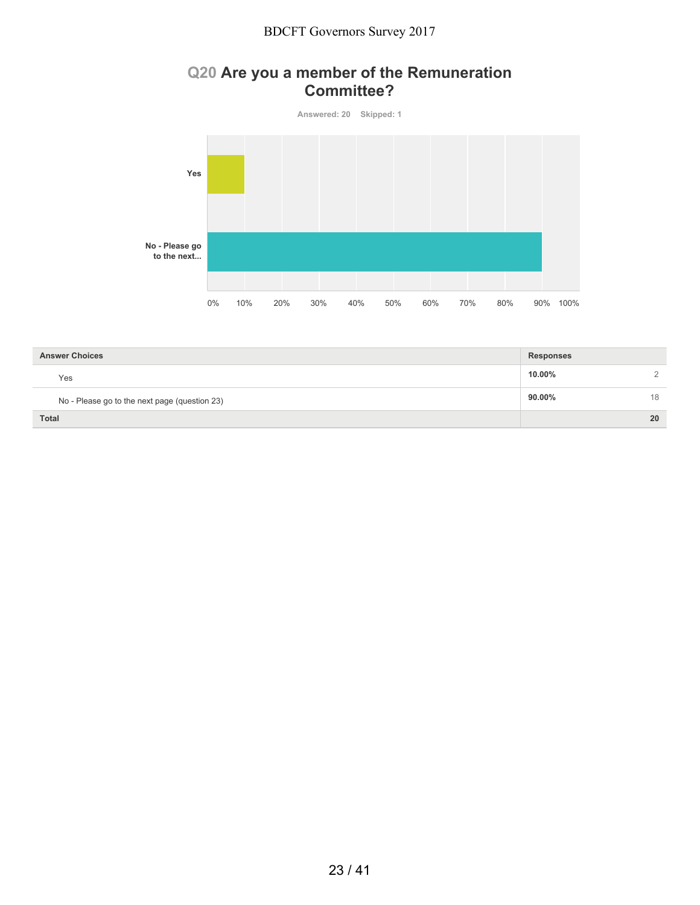## Q20 Are you a member of the Remuneration Committee?

Answered: 20 Skipped: 1

| Answer Choices | Responses | |
|---|---|---|
| Yes | 10.00% | 2 |
| No - Please go to the next page (question 23) | 90.00% | 18 |
| **Total** | | **20** |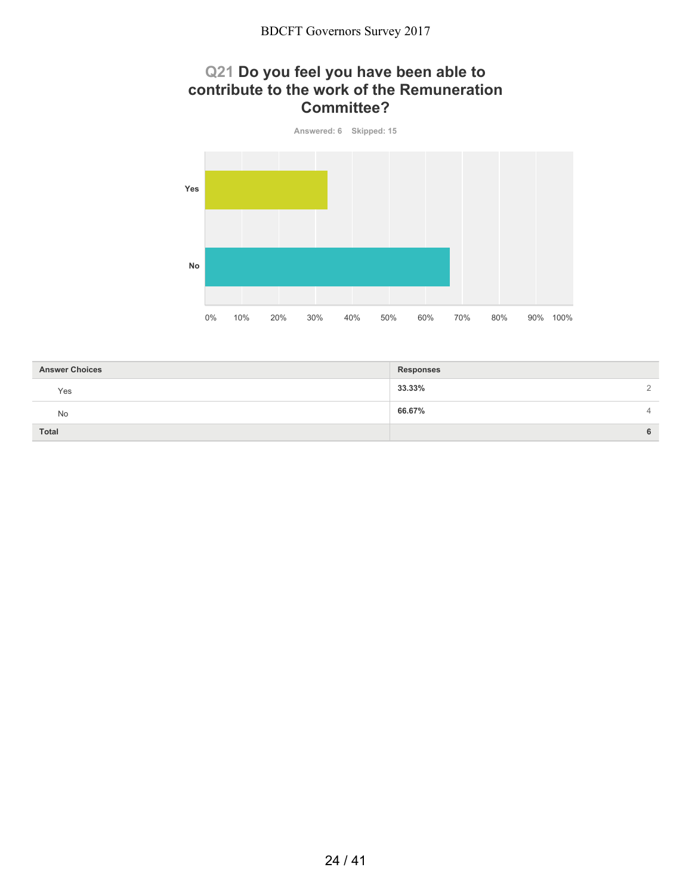## Q21 Do you feel you have been able to contribute to the work of the Remuneration Committee?

Answered: 6 Skipped: 15

| Answer Choices | Responses | |
|---|---|---|
| Yes | 33.33% | 2 |
| No | 66.67% | 4 |
| **Total** | | **6** |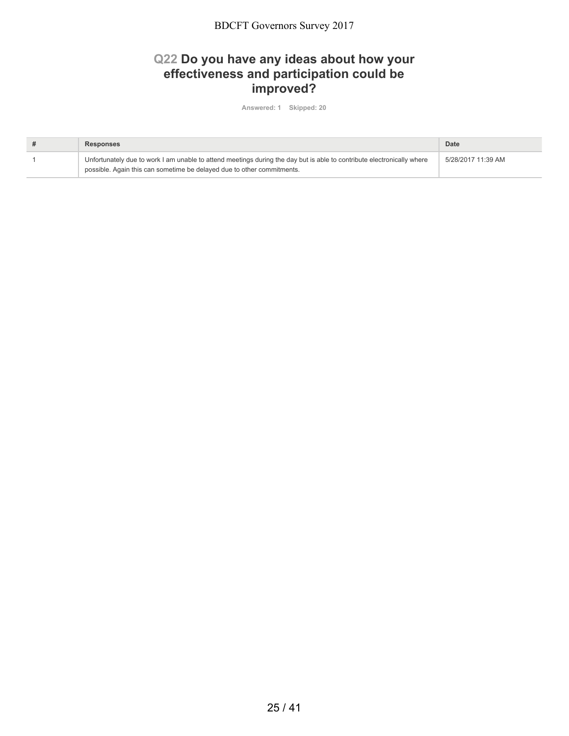## Q22 Do you have any ideas about how your effectiveness and participation could be improved?

Answered: 1 Skipped: 20

| # | Responses | Date |
| --- | --- | --- |
| 1 | Unfortunately due to work I am unable to attend meetings during the day but is able to contribute electronically where possible. Again this can sometime be delayed due to other commitments. | 5/28/2017 11:39 AM |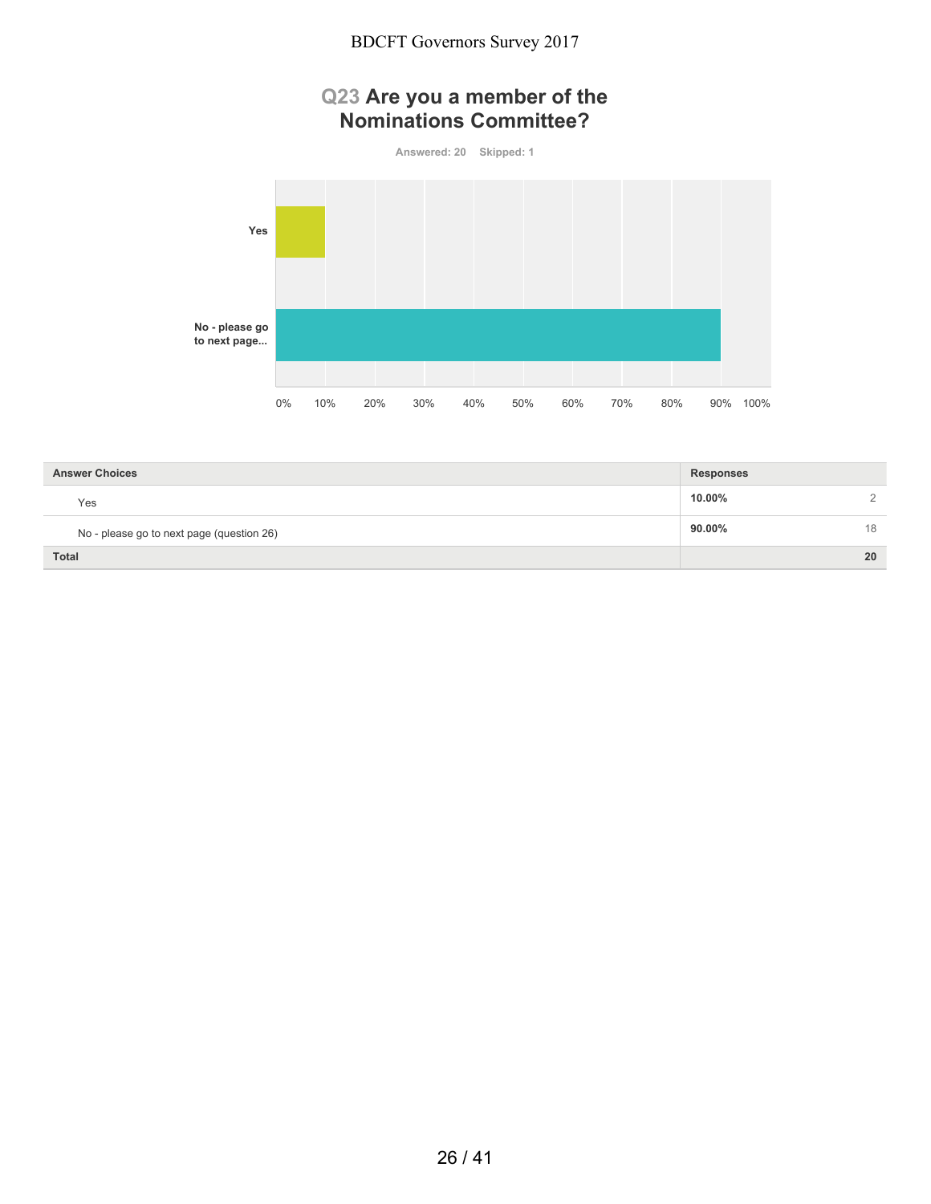## Q23 Are you a member of the Nominations Committee?

Answered: 20 Skipped: 1

| Answer Choices | Responses | |
|---|---|---|
| Yes | 10.00% | 2 |
| No - please go to next page (question 26) | 90.00% | 18 |
| Total | | 20 |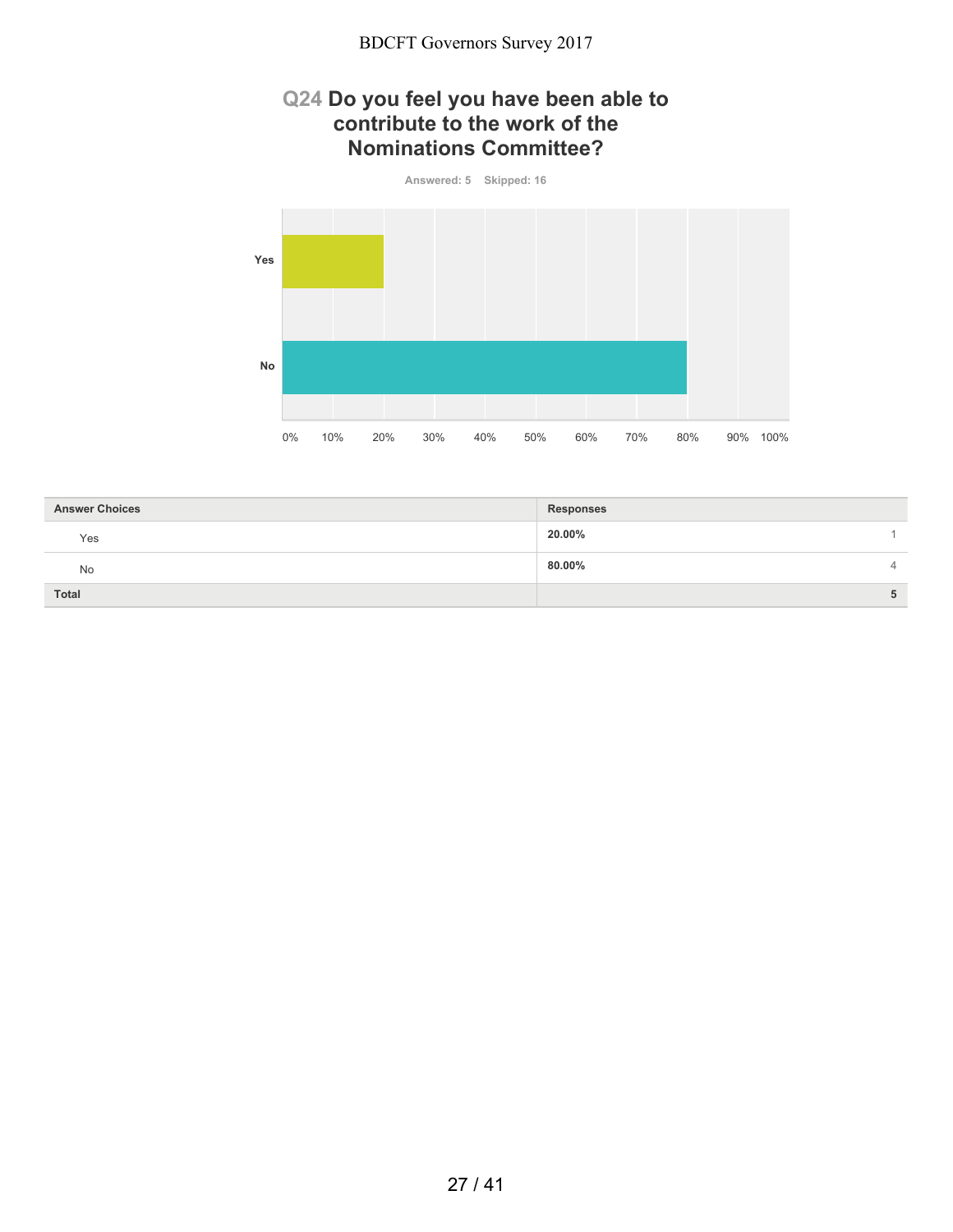## Q24 Do you feel you have been able to contribute to the work of the Nominations Committee?

Answered: 5 Skipped: 16

| Answer Choices | Responses | |
|---|---|---|
| Yes | 20.00% | 1 |
| No | 80.00% | 4 |
| **Total** | | **5** |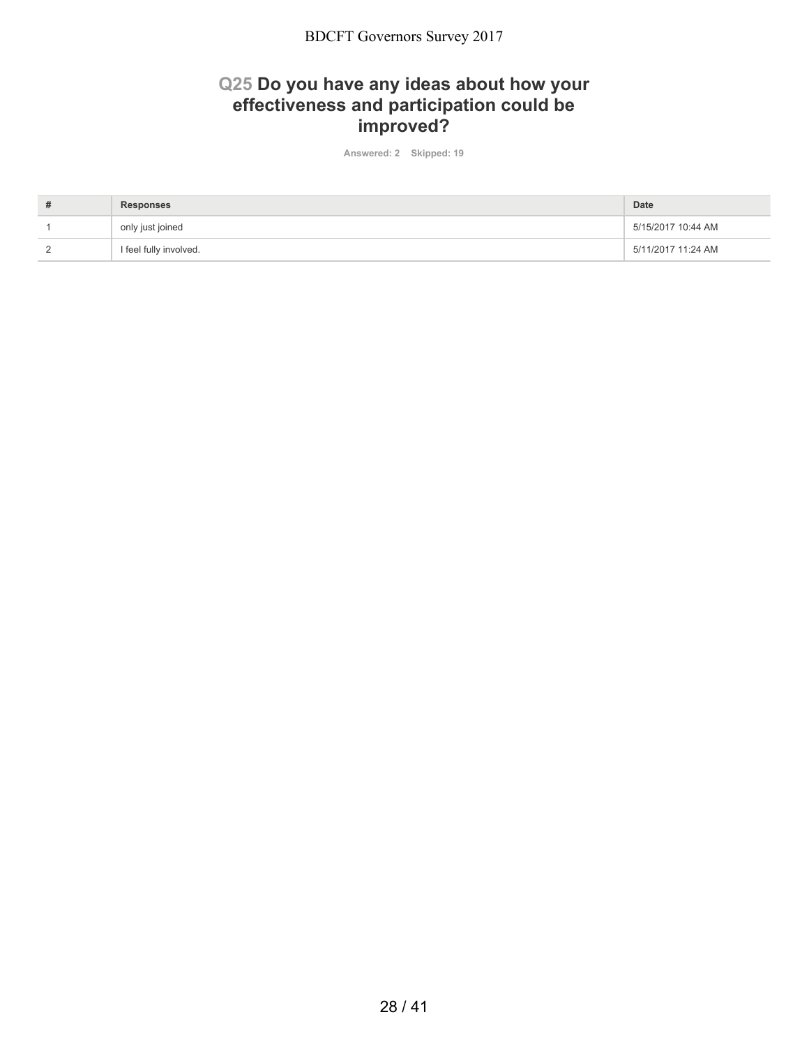## Q25 Do you have any ideas about how your effectiveness and participation could be improved?

Answered: 2 Skipped: 19

| # | Responses | Date |
|---|---|---|
| 1 | only just joined | 5/15/2017 10:44 AM |
| 2 | I feel fully involved. | 5/11/2017 11:24 AM |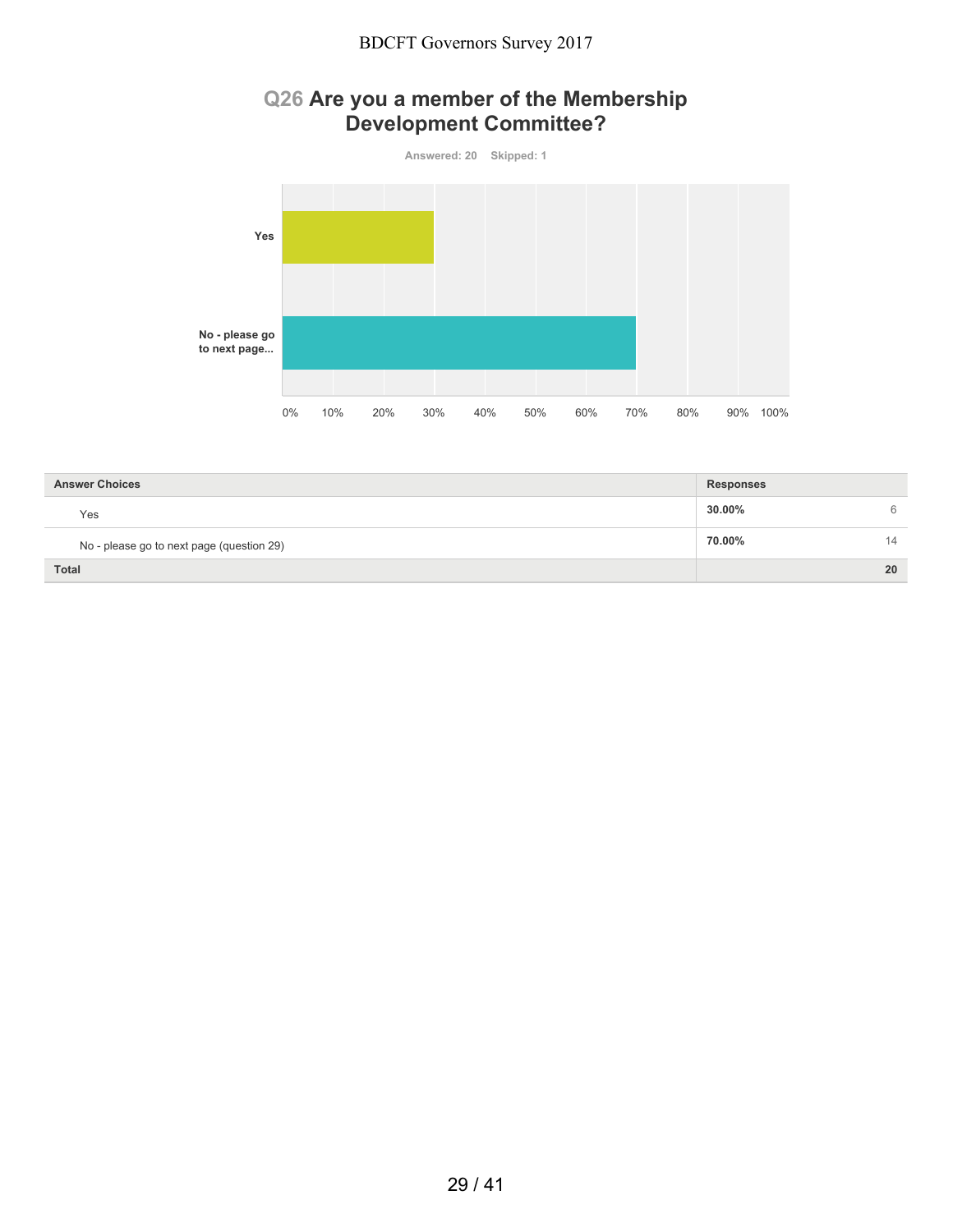## Q26 Are you a member of the Membership Development Committee?

Answered: 20 Skipped: 1

| Answer Choices | Responses | |
|---|---|---|
| Yes | 30.00% | 6 |
| No - please go to next page (question 29) | 70.00% | 14 |
| Total | | 20 |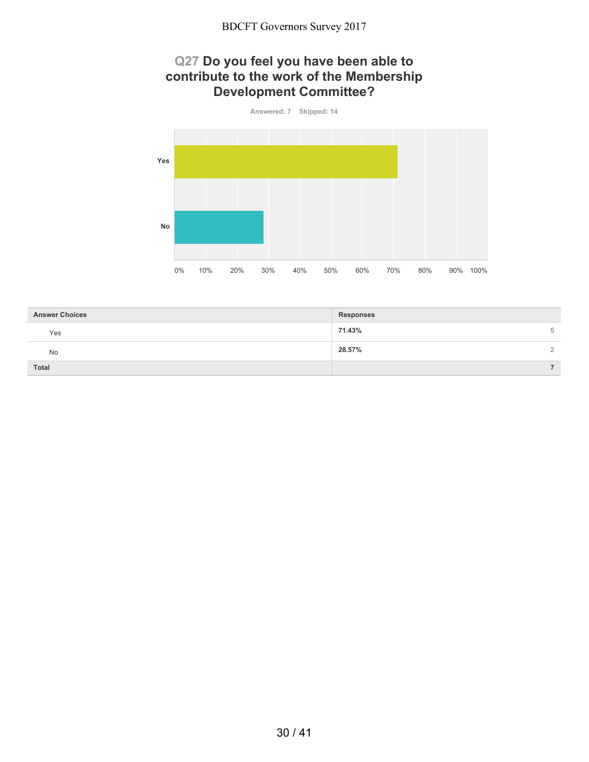## Q27 Do you feel you have been able to contribute to the work of the Membership Development Committee?

Answered: 7 Skipped: 14

| Answer Choices | Responses | |
|---|---|---|
| Yes | **71.43%** | 5 |
| No | **28.57%** | 2 |
| **Total** | | **7** |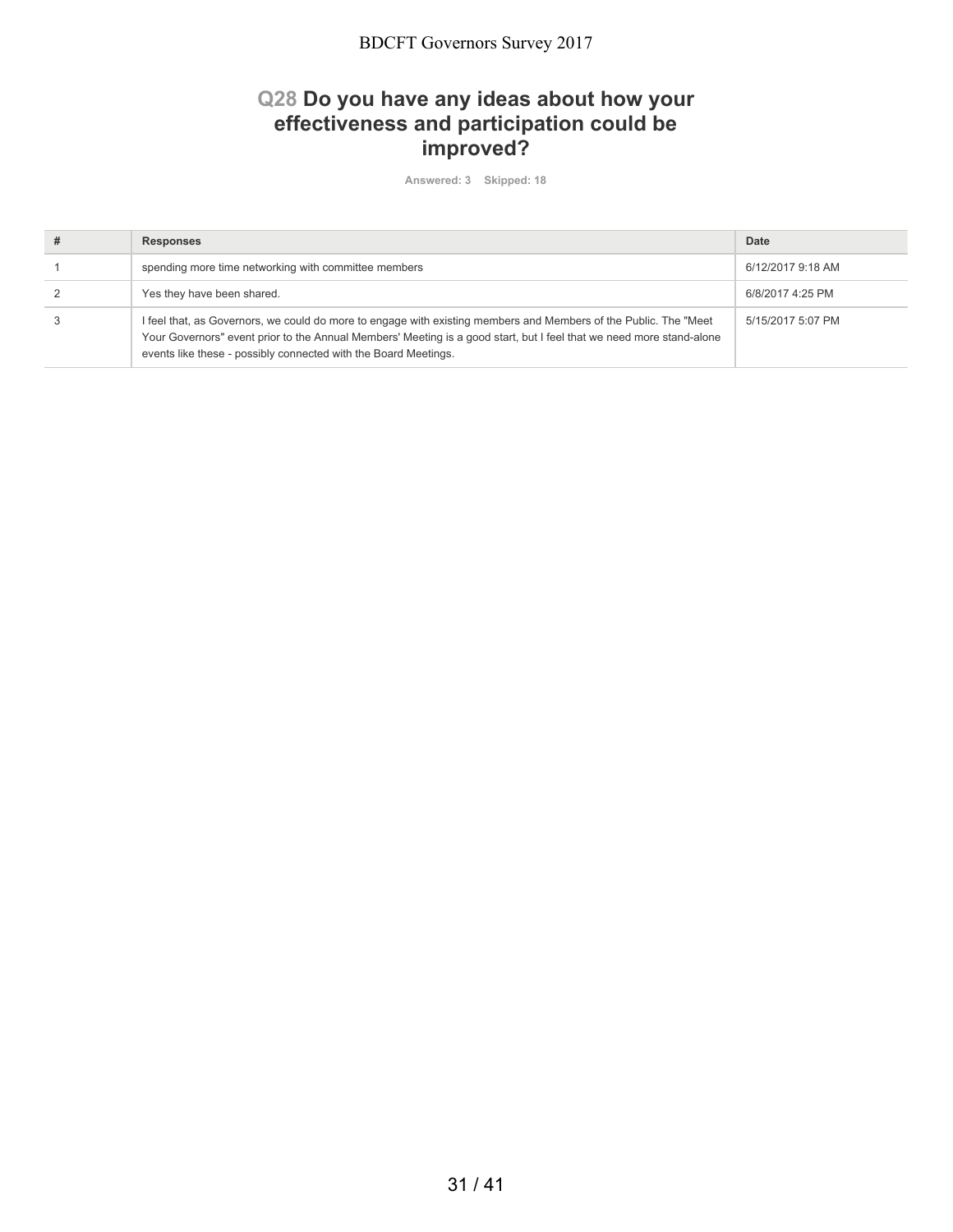## Q28 Do you have any ideas about how your effectiveness and participation could be improved?

Answered: 3 Skipped: 18

| # | Responses | Date |
|---|---|---|
| 1 | spending more time networking with committee members | 6/12/2017 9:18 AM |
| 2 | Yes they have been shared. | 6/8/2017 4:25 PM |
| 3 | I feel that, as Governors, we could do more to engage with existing members and Members of the Public. The "Meet Your Governors" event prior to the Annual Members' Meeting is a good start, but I feel that we need more stand-alone events like these - possibly connected with the Board Meetings. | 5/15/2017 5:07 PM |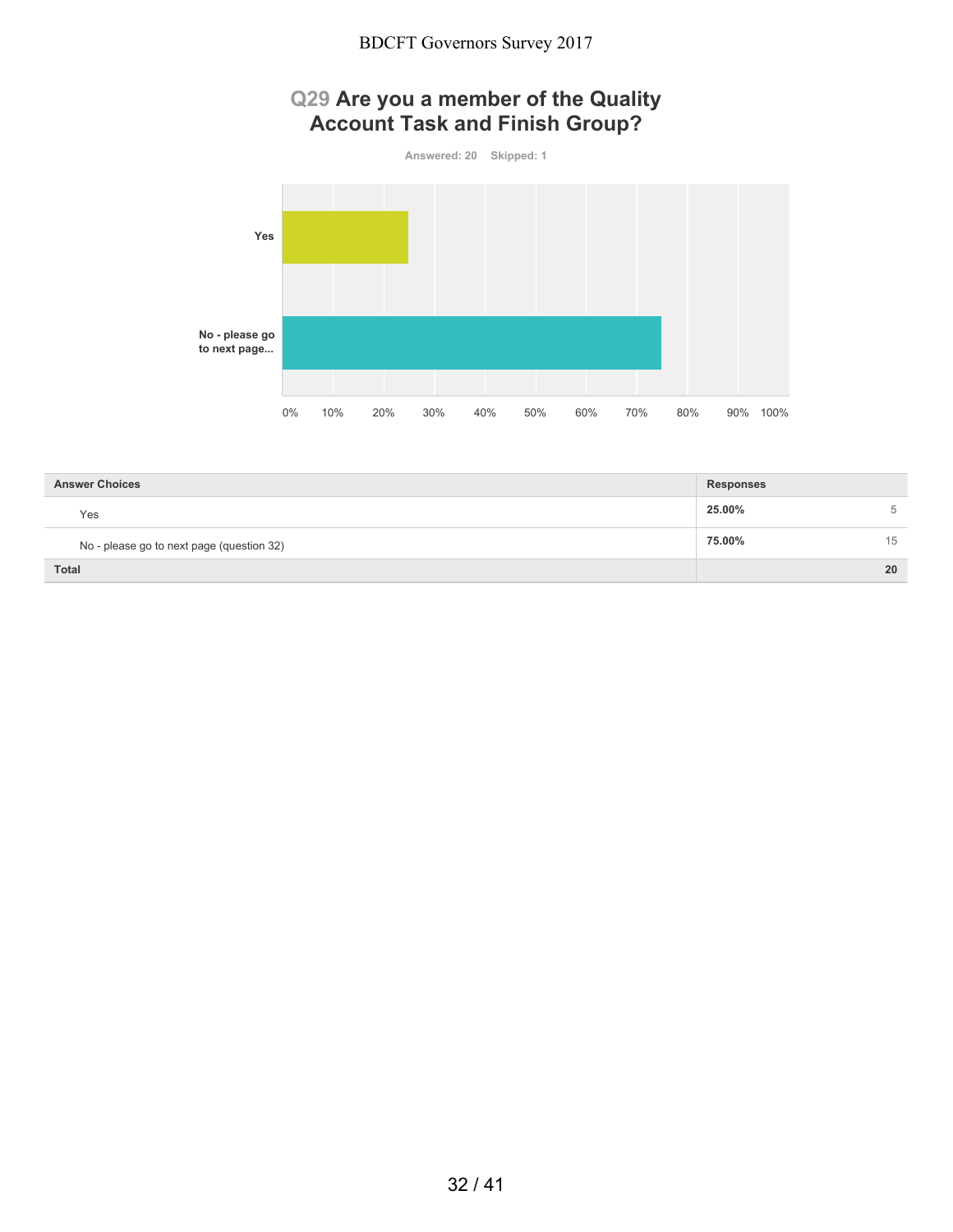## Q29 Are you a member of the Quality Account Task and Finish Group?

Answered: 20 Skipped: 1

| Answer Choices | Responses | |
|---|---|---|
| Yes | 25.00% | 5 |
| No - please go to next page (question 32) | 75.00% | 15 |
| **Total** | | **20** |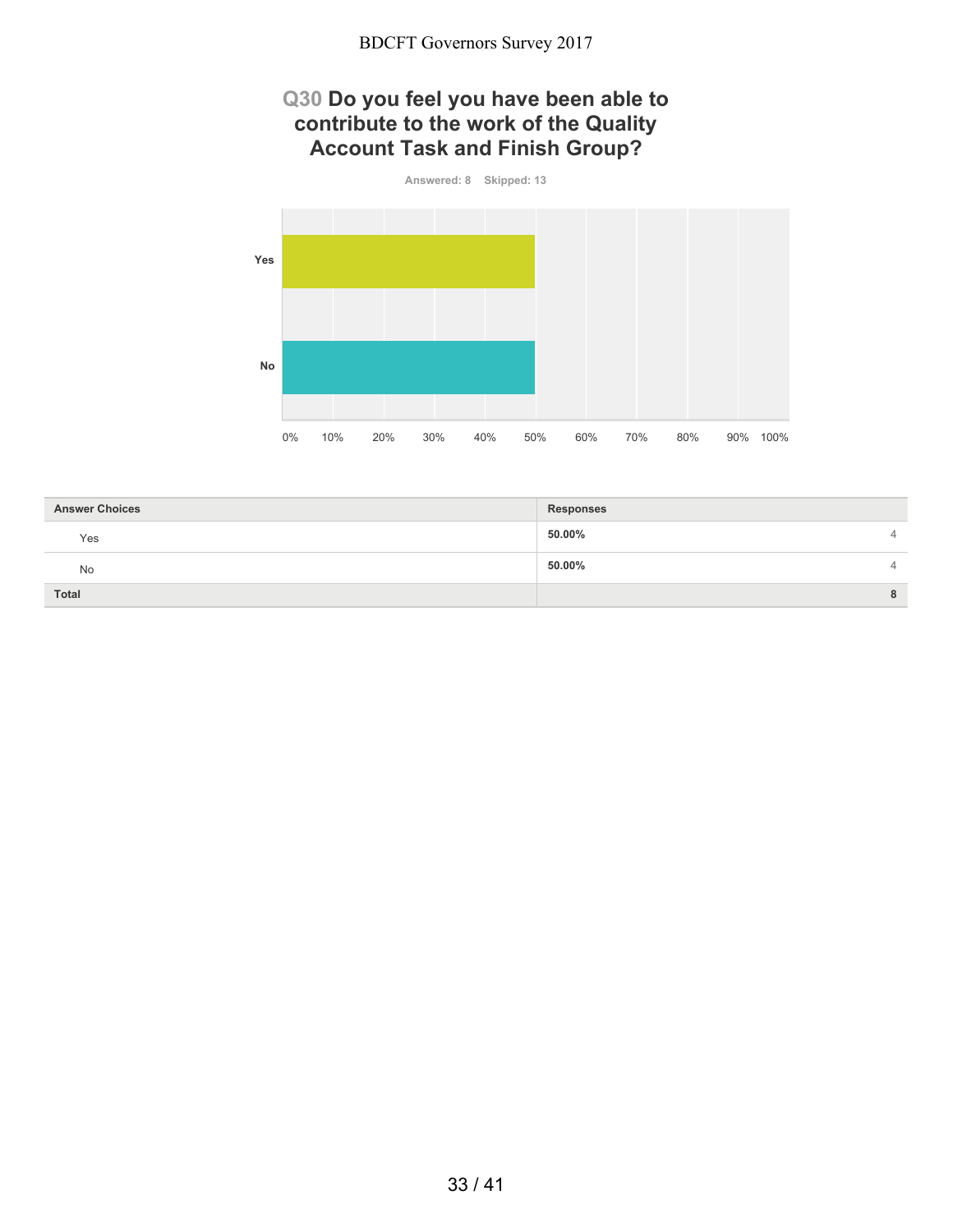## Q30 Do you feel you have been able to contribute to the work of the Quality Account Task and Finish Group?

Answered: 8 Skipped: 13

| Answer Choices | Responses | |
|---|---|---|
| Yes | 50.00% | 4 |
| No | 50.00% | 4 |
| **Total** | | **8** |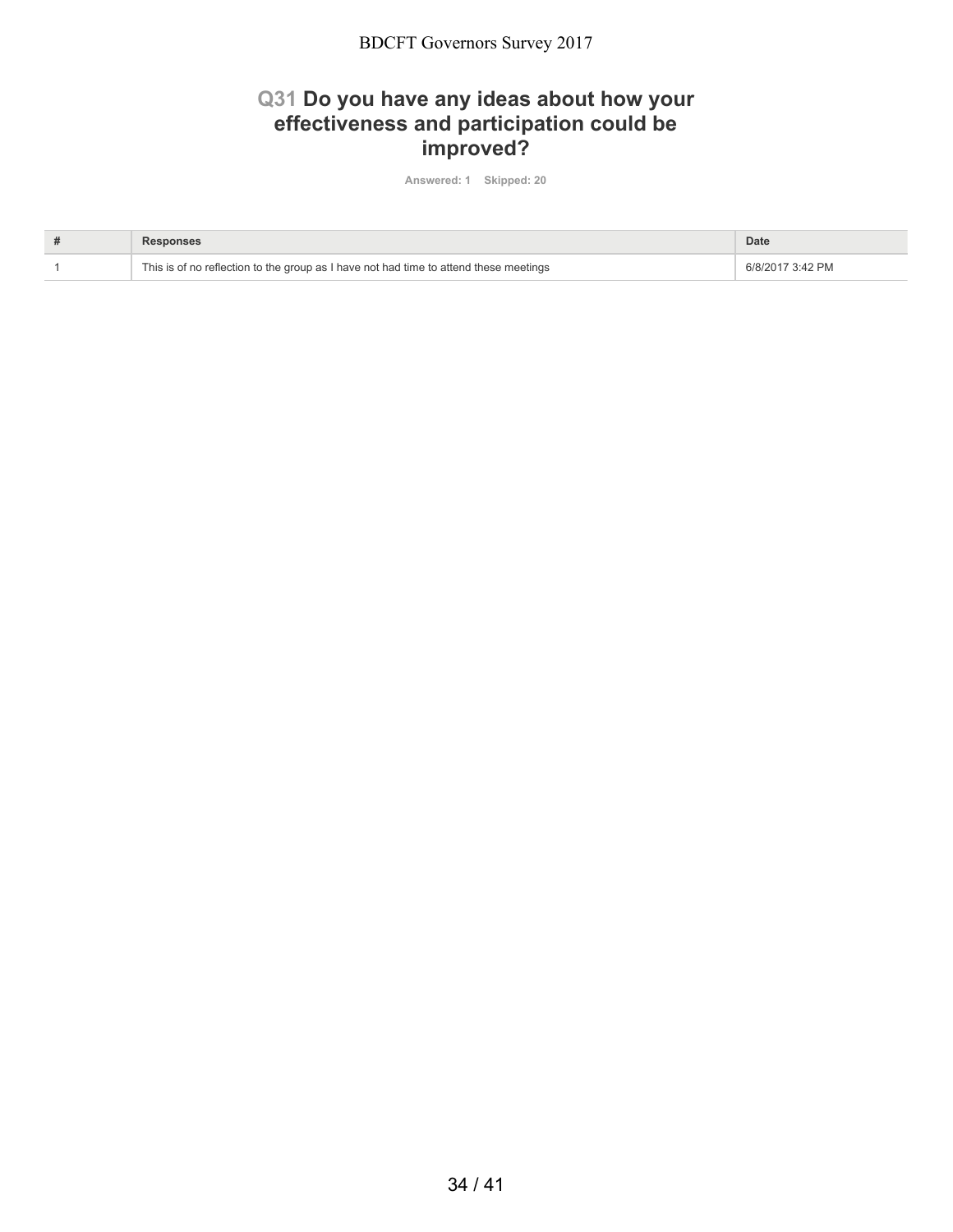## Q31 Do you have any ideas about how your effectiveness and participation could be improved?

Answered: 1 Skipped: 20

| # | Responses | Date |
|---|---|---|
| 1 | This is of no reflection to the group as I have not had time to attend these meetings | 6/8/2017 3:42 PM |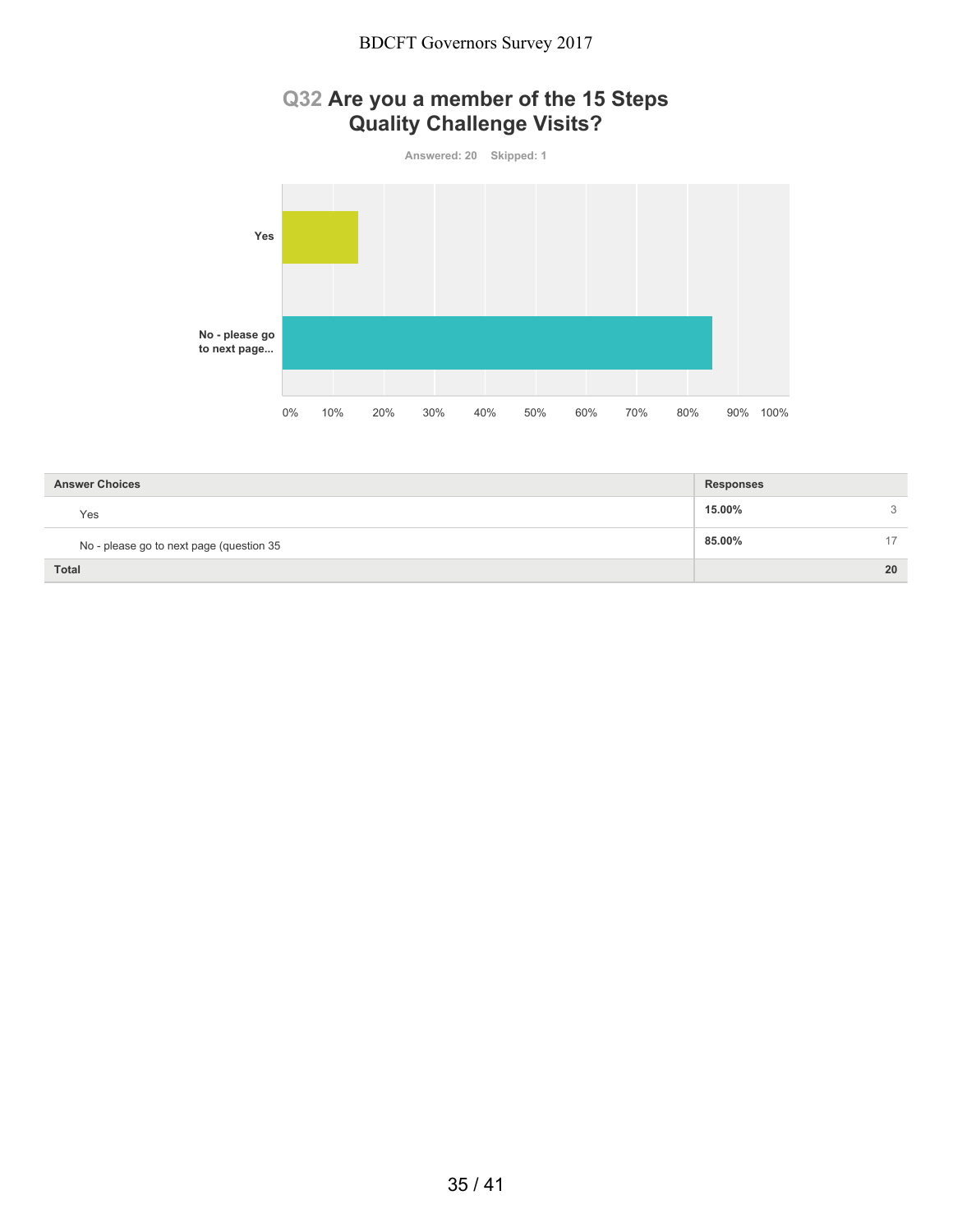## Q32 Are you a member of the 15 Steps Quality Challenge Visits?

Answered: 20 Skipped: 1

| Answer Choices | Responses | |
|---|---|---|
| Yes | 15.00% | 3 |
| No - please go to next page (question 35 | 85.00% | 17 |
| **Total** | | **20** |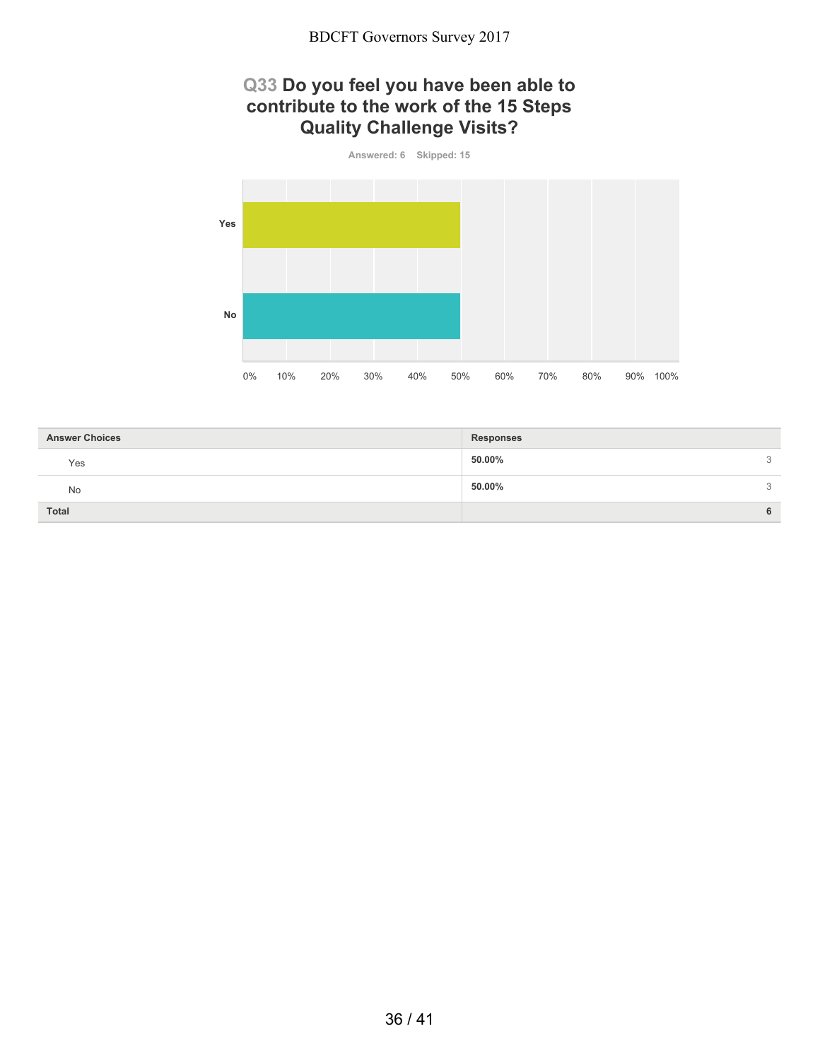## Q33 Do you feel you have been able to contribute to the work of the 15 Steps Quality Challenge Visits?

Answered: 6 Skipped: 15

| Answer Choices | Responses | |
|---|---|---|
| Yes | 50.00% | 3 |
| No | 50.00% | 3 |
| **Total** | | **6** |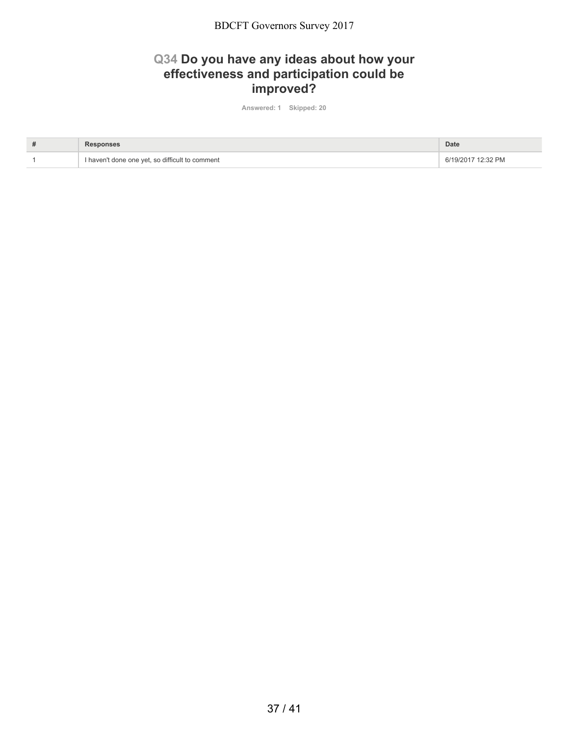## Q34 Do you have any ideas about how your effectiveness and participation could be improved?

Answered: 1 Skipped: 20

| # | Responses | Date |
| --- | --- | --- |
| 1 | I haven't done one yet, so difficult to comment | 6/19/2017 12:32 PM |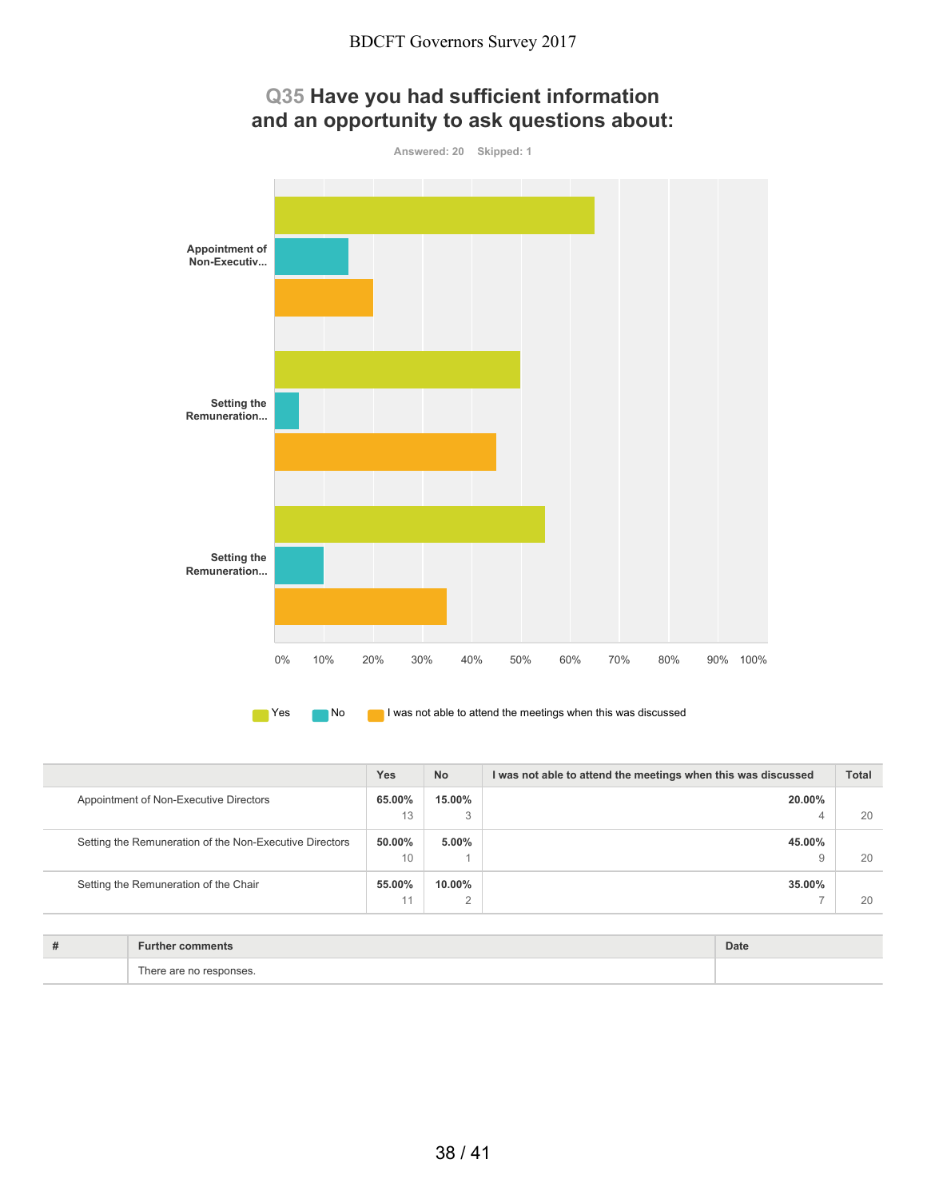## Q35 Have you had sufficient information and an opportunity to ask questions about:

Answered: 20 Skipped: 1

| | Yes | No | I was not able to attend the meetings when this was discussed | Total |
|---|---|---|---|---|
| Appointment of Non-Executive Directors | 65.00%<br>13 | 15.00%<br>3 | 20.00%<br>4 | 20 |
| Setting the Remuneration of the Non-Executive Directors | 50.00%<br>10 | 5.00%<br>1 | 45.00%<br>9 | 20 |
| Setting the Remuneration of the Chair | 55.00%<br>11 | 10.00%<br>2 | 35.00%<br>7 | 20 |

| # | Further comments | Date |
|---|---|---|
| | There are no responses. | |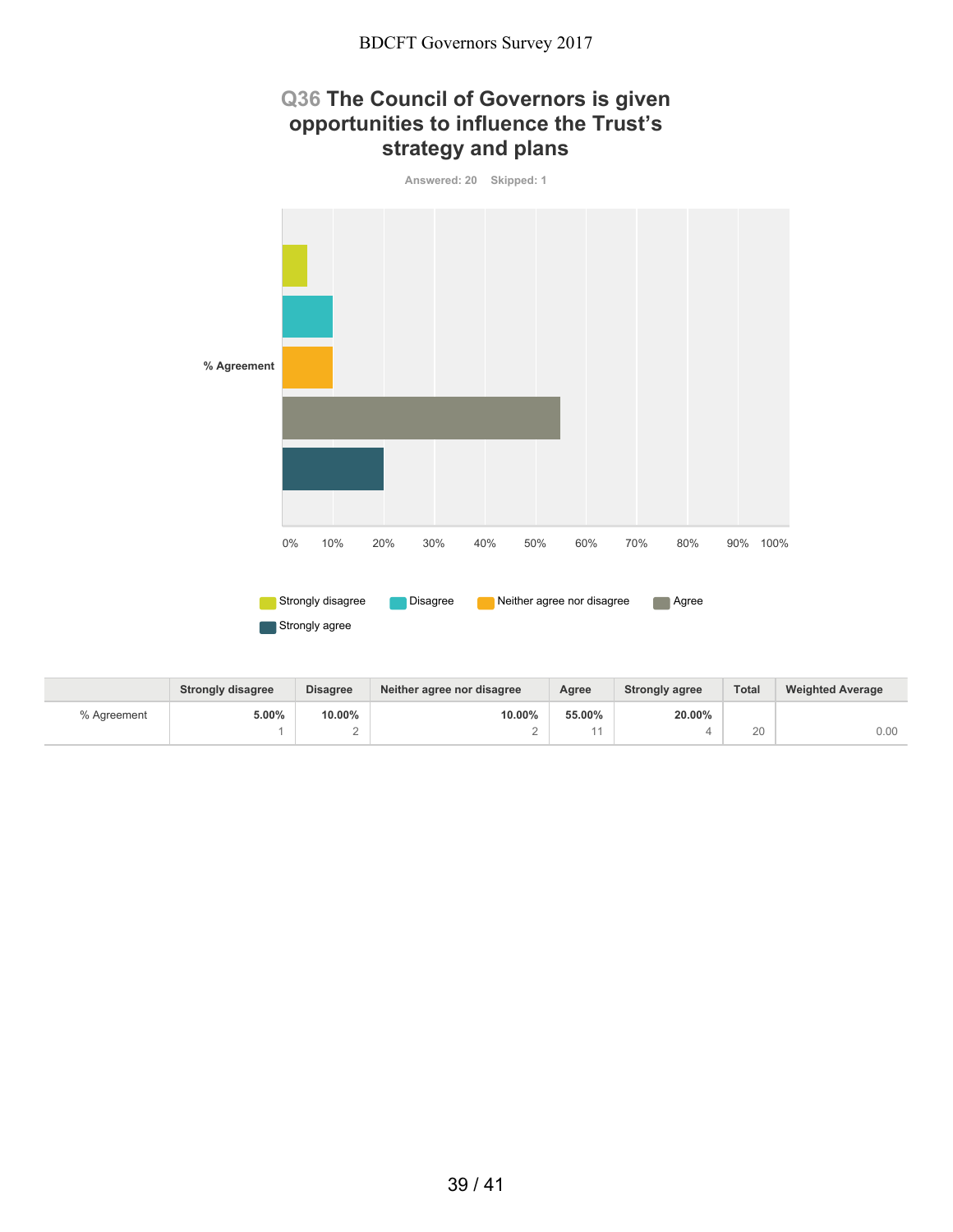## Q36 The Council of Governors is given opportunities to influence the Trust's strategy and plans

Answered: 20 Skipped: 1

|  | Strongly disagree | Disagree | Neither agree nor disagree | Agree | Strongly agree | Total | Weighted Average |
|---|---|---|---|---|---|---|---|
| % Agreement | **5.00%** 1 | **10.00%** 2 | **10.00%** 2 | **55.00%** 11 | **20.00%** 4 | 20 | 0.00 |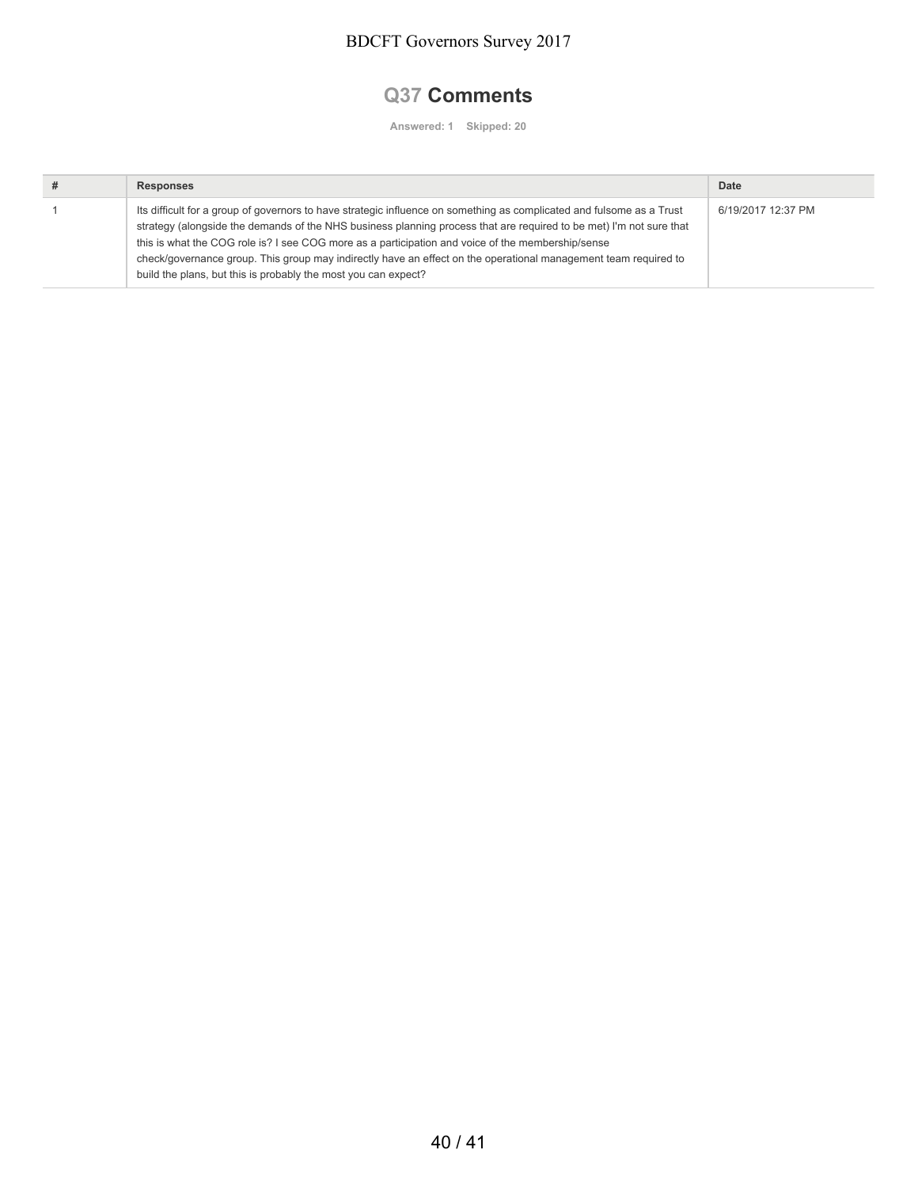## Q37 Comments

**Answered: 1 Skipped: 20**

| # | Responses | Date |
|---|---|---|
| 1 | Its difficult for a group of governors to have strategic influence on something as complicated and fulsome as a Trust strategy (alongside the demands of the NHS business planning process that are required to be met) I'm not sure that this is what the COG role is? I see COG more as a participation and voice of the membership/sense check/governance group. This group may indirectly have an effect on the operational management team required to build the plans, but this is probably the most you can expect? | 6/19/2017 12:37 PM |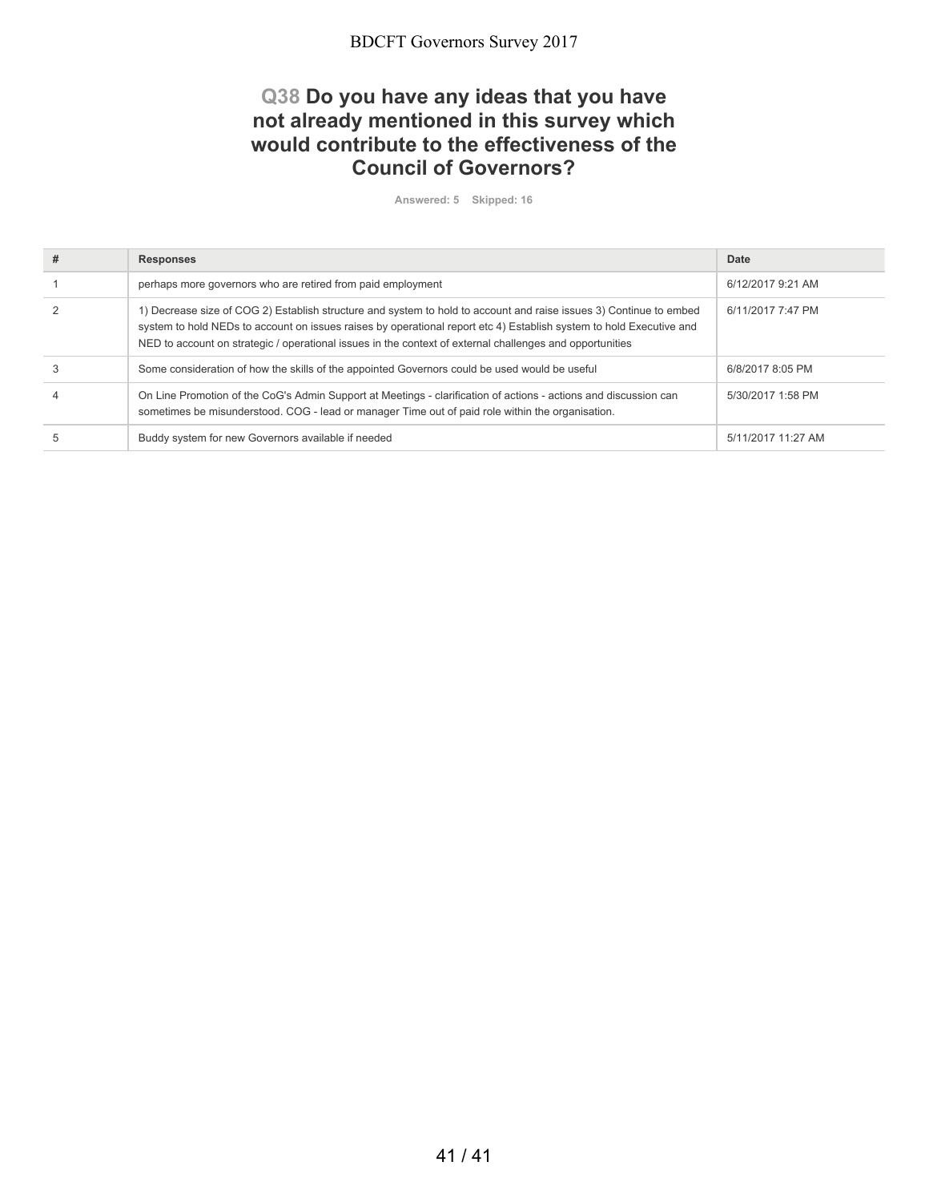## Q38 Do you have any ideas that you have not already mentioned in this survey which would contribute to the effectiveness of the Council of Governors?

Answered: 5 Skipped: 16

| # | Responses | Date |
| --- | --- | --- |
| 1 | perhaps more governors who are retired from paid employment | 6/12/2017 9:21 AM |
| 2 | 1) Decrease size of COG 2) Establish structure and system to hold to account and raise issues 3) Continue to embed system to hold NEDs to account on issues raises by operational report etc 4) Establish system to hold Executive and NED to account on strategic / operational issues in the context of external challenges and opportunities | 6/11/2017 7:47 PM |
| 3 | Some consideration of how the skills of the appointed Governors could be used would be useful | 6/8/2017 8:05 PM |
| 4 | On Line Promotion of the CoG's Admin Support at Meetings - clarification of actions - actions and discussion can sometimes be misunderstood. COG - lead or manager Time out of paid role within the organisation. | 5/30/2017 1:58 PM |
| 5 | Buddy system for new Governors available if needed | 5/11/2017 11:27 AM |